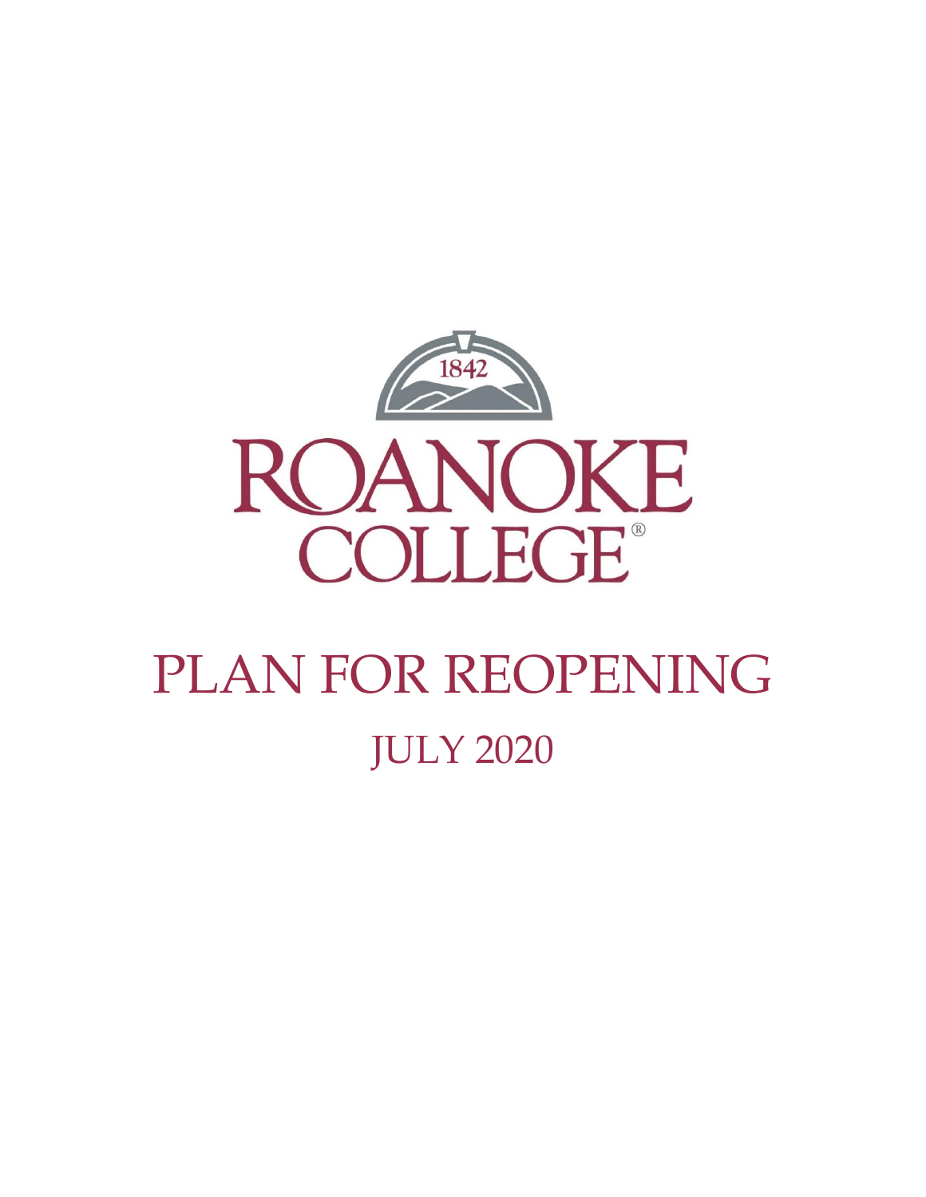1842

ROANOKE COLLEGE®

# PLAN FOR REOPENING

## JULY 2020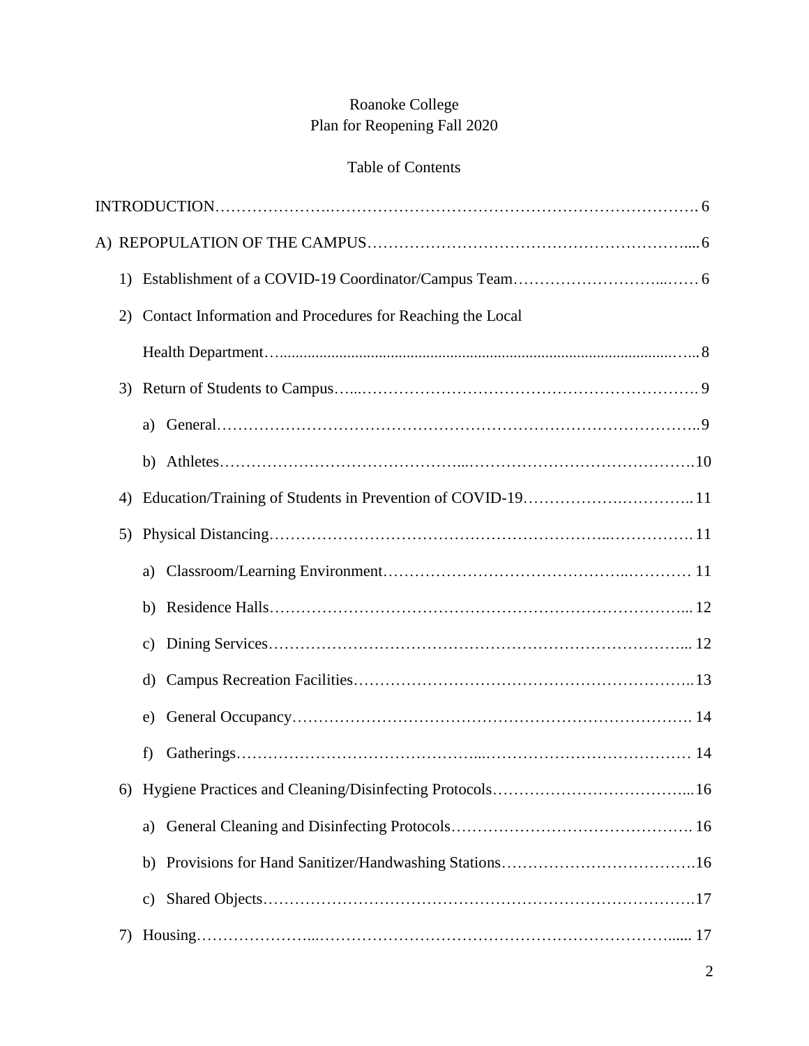Roanoke College
Plan for Reopening Fall 2020

Table of Contents

INTRODUCTION ............................................................................................. 6

A) REPOPULATION OF THE CAMPUS ................................................................ 6

1) Establishment of a COVID-19 Coordinator/Campus Team ................................ 6

2) Contact Information and Procedures for Reaching the Local Health Department ............................................................................................. 8

3) Return of Students to Campus ............................................................. 9

   a) General ............................................................................................. 9

   b) Athletes ............................................................................................. 10

4) Education/Training of Students in Prevention of COVID-19 ................................ 11

5) Physical Distancing ............................................................................. 11

   a) Classroom/Learning Environment ............................................................. 11

   b) Residence Halls ............................................................................. 12

   c) Dining Services ............................................................................. 12

   d) Campus Recreation Facilities ............................................................. 13

   e) General Occupancy ............................................................................. 14

   f) Gatherings ............................................................................................. 14

6) Hygiene Practices and Cleaning/Disinfecting Protocols ................................ 16

   a) General Cleaning and Disinfecting Protocols ............................................. 16

   b) Provisions for Hand Sanitizer/Handwashing Stations ................................ 16

   c) Shared Objects ............................................................................. 17

7) Housing ............................................................................................. 17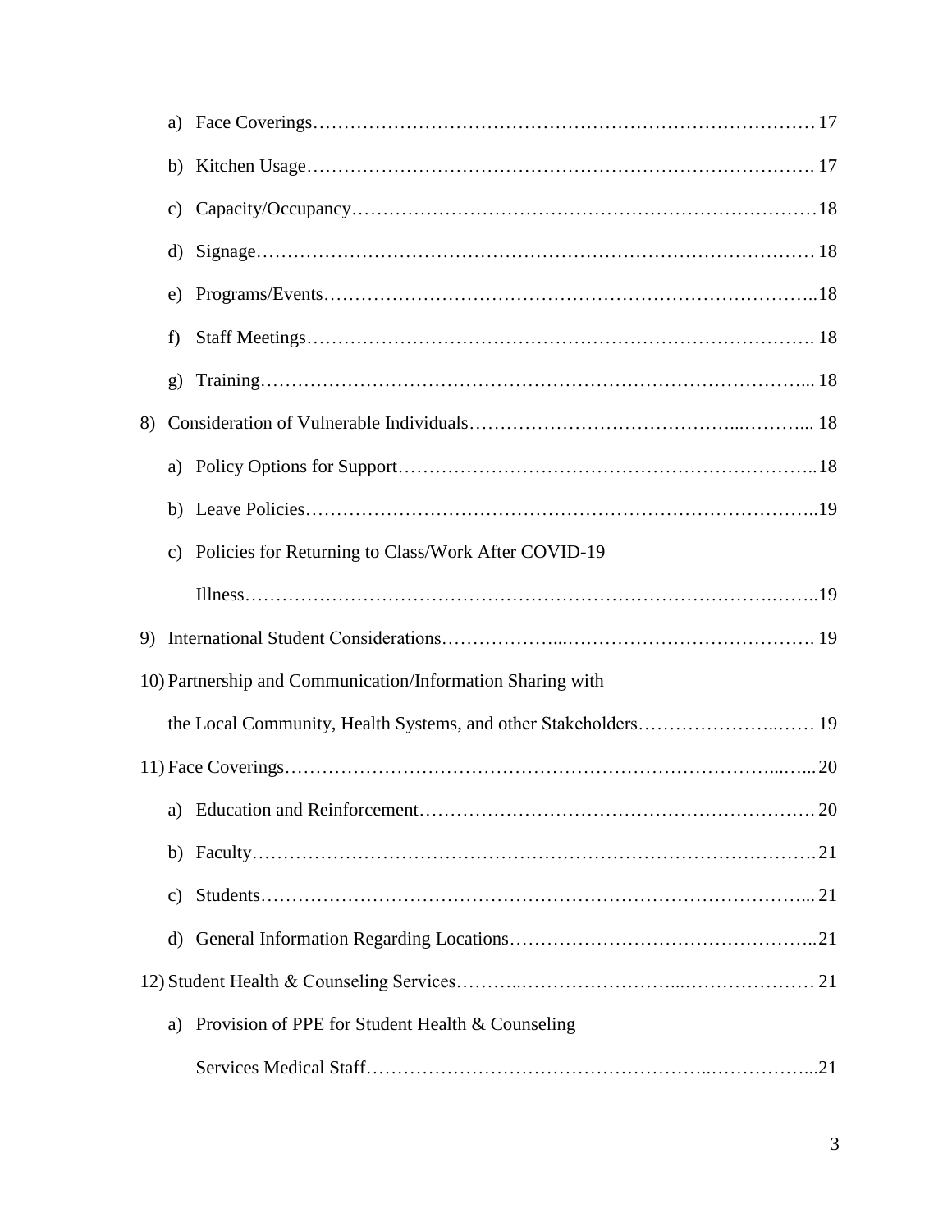a) Face Coverings……………………………………………………………………… 17

b) Kitchen Usage……………………………………………………………………. 17

c) Capacity/Occupancy………………………………………………………………18

d) Signage…………………………………………………………………………… 18

e) Programs/Events…………………………………………………………………..18

f) Staff Meetings……………………………………………………………………. 18

g) Training…………………………………………………………………………... 18

8) Consideration of Vulnerable Individuals…………………………………...………... 18

a) Policy Options for Support………………………………………………………..18

b) Leave Policies……………………………………………………………………..19

c) Policies for Returning to Class/Work After COVID-19 Illness…………………………………………………………………….……..19

9) International Student Considerations………………...…………………………………. 19

10) Partnership and Communication/Information Sharing with the Local Community, Health Systems, and other Stakeholders…………………..…… 19

11) Face Coverings…………………………………………………………………...…...20

a) Education and Reinforcement……………………………………………………. 20

b) Faculty…………………………………………………………………………….21

c) Students…………………………………………………………………………... 21

d) General Information Regarding Locations………………………………………..21

12) Student Health & Counseling Services………..……………………...………………… 21

a) Provision of PPE for Student Health & Counseling Services Medical Staff……………………………………………..……………...21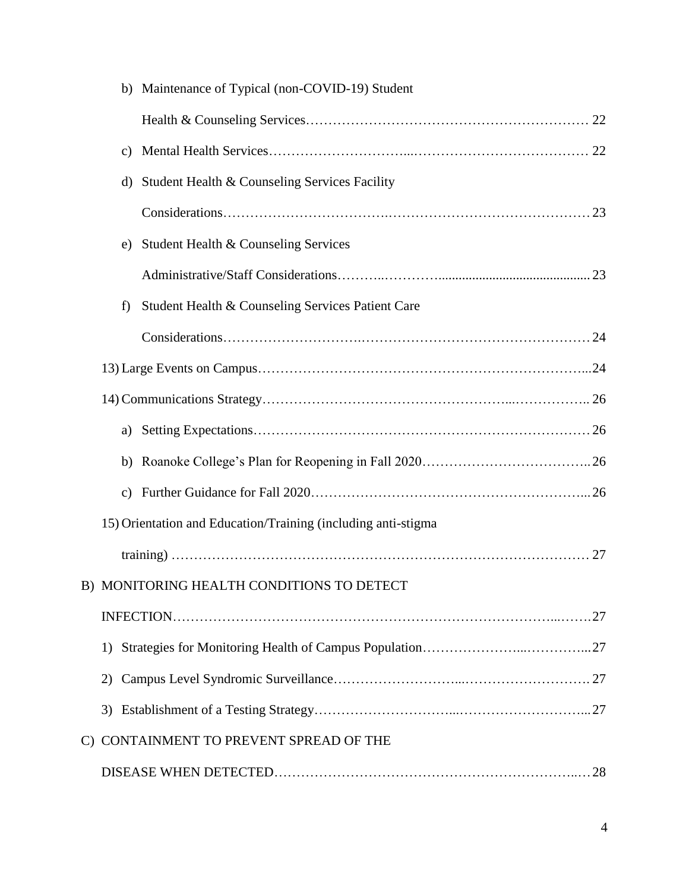b) Maintenance of Typical (non-COVID-19) Student Health & Counseling Services…………………………………………………… 22

c) Mental Health Services…………………………...………………………………… 22

d) Student Health & Counseling Services Facility Considerations……………………………….……………………………………… 23

e) Student Health & Counseling Services Administrative/Staff Considerations………..…………............................................ 23

f) Student Health & Counseling Services Patient Care Considerations………………………….…………………………………………… 24

13) Large Events on Campus……………………………………………………………...24

14) Communications Strategy……………………………………………...…………….. 26

a) Setting Expectations………………………………………………………………… 26

b) Roanoke College's Plan for Reopening in Fall 2020……………………………….. 26

c) Further Guidance for Fall 2020……………………………………………………... 26

15) Orientation and Education/Training (including anti-stigma training) ……………………………………………………………………………… 27

B) MONITORING HEALTH CONDITIONS TO DETECT INFECTION……………………………………………………………………...…….27

1) Strategies for Monitoring Health of Campus Population…………………...…………...27

2) Campus Level Syndromic Surveillance……………………...……………………….27

3) Establishment of a Testing Strategy…………………………...………………………...27

C) CONTAINMENT TO PREVENT SPREAD OF THE DISEASE WHEN DETECTED…………………………………………………………..…28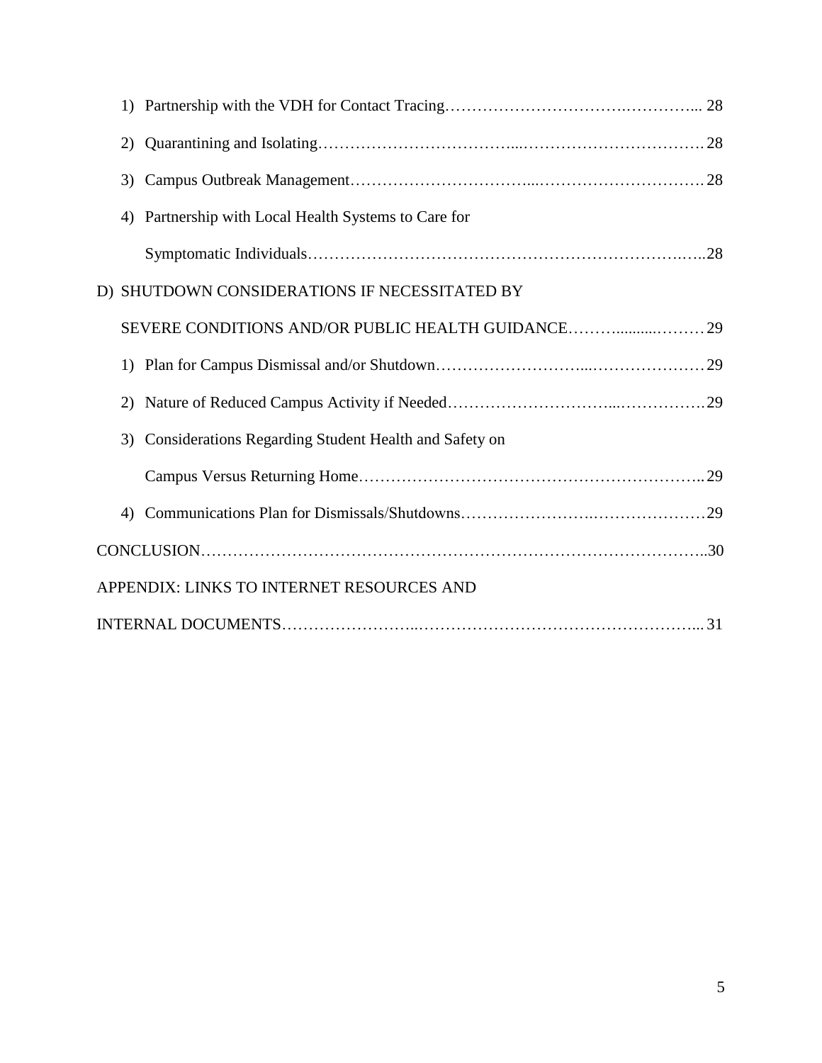1) Partnership with the VDH for Contact Tracing………………………….…………... 28

2) Quarantining and Isolating………………………………...……………………………. 28

3) Campus Outbreak Management…………………………...…………………………. 28

4) Partnership with Local Health Systems to Care for

   Symptomatic Individuals…………………………………………………………….…..28

D) SHUTDOWN CONSIDERATIONS IF NECESSITATED BY

   SEVERE CONDITIONS AND/OR PUBLIC HEALTH GUIDANCE……...........………29

1) Plan for Campus Dismissal and/or Shutdown………………………...…………………29

2) Nature of Reduced Campus Activity if Needed…………………………...…………….29

3) Considerations Regarding Student Health and Safety on

   Campus Versus Returning Home……………………………………………………..29

4) Communications Plan for Dismissals/Shutdowns…………………….…………………29

CONCLUSION……………………………………………………………………………..30

APPENDIX: LINKS TO INTERNET RESOURCES AND

INTERNAL DOCUMENTS…………………..……………………………………………... 31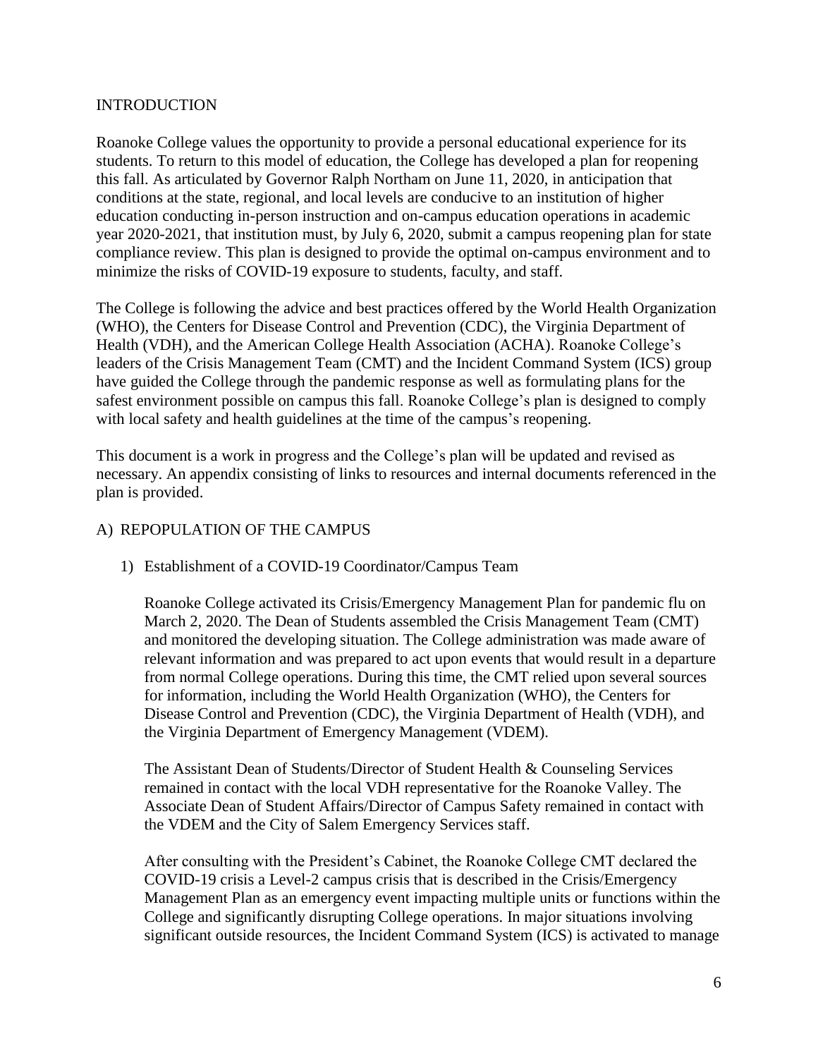## INTRODUCTION

Roanoke College values the opportunity to provide a personal educational experience for its students. To return to this model of education, the College has developed a plan for reopening this fall. As articulated by Governor Ralph Northam on June 11, 2020, in anticipation that conditions at the state, regional, and local levels are conducive to an institution of higher education conducting in-person instruction and on-campus education operations in academic year 2020-2021, that institution must, by July 6, 2020, submit a campus reopening plan for state compliance review. This plan is designed to provide the optimal on-campus environment and to minimize the risks of COVID-19 exposure to students, faculty, and staff.

The College is following the advice and best practices offered by the World Health Organization (WHO), the Centers for Disease Control and Prevention (CDC), the Virginia Department of Health (VDH), and the American College Health Association (ACHA). Roanoke College's leaders of the Crisis Management Team (CMT) and the Incident Command System (ICS) group have guided the College through the pandemic response as well as formulating plans for the safest environment possible on campus this fall. Roanoke College's plan is designed to comply with local safety and health guidelines at the time of the campus's reopening.

This document is a work in progress and the College's plan will be updated and revised as necessary. An appendix consisting of links to resources and internal documents referenced in the plan is provided.

## A) REPOPULATION OF THE CAMPUS

### 1) Establishment of a COVID-19 Coordinator/Campus Team

Roanoke College activated its Crisis/Emergency Management Plan for pandemic flu on March 2, 2020. The Dean of Students assembled the Crisis Management Team (CMT) and monitored the developing situation. The College administration was made aware of relevant information and was prepared to act upon events that would result in a departure from normal College operations. During this time, the CMT relied upon several sources for information, including the World Health Organization (WHO), the Centers for Disease Control and Prevention (CDC), the Virginia Department of Health (VDH), and the Virginia Department of Emergency Management (VDEM).

The Assistant Dean of Students/Director of Student Health & Counseling Services remained in contact with the local VDH representative for the Roanoke Valley. The Associate Dean of Student Affairs/Director of Campus Safety remained in contact with the VDEM and the City of Salem Emergency Services staff.

After consulting with the President's Cabinet, the Roanoke College CMT declared the COVID-19 crisis a Level-2 campus crisis that is described in the Crisis/Emergency Management Plan as an emergency event impacting multiple units or functions within the College and significantly disrupting College operations. In major situations involving significant outside resources, the Incident Command System (ICS) is activated to manage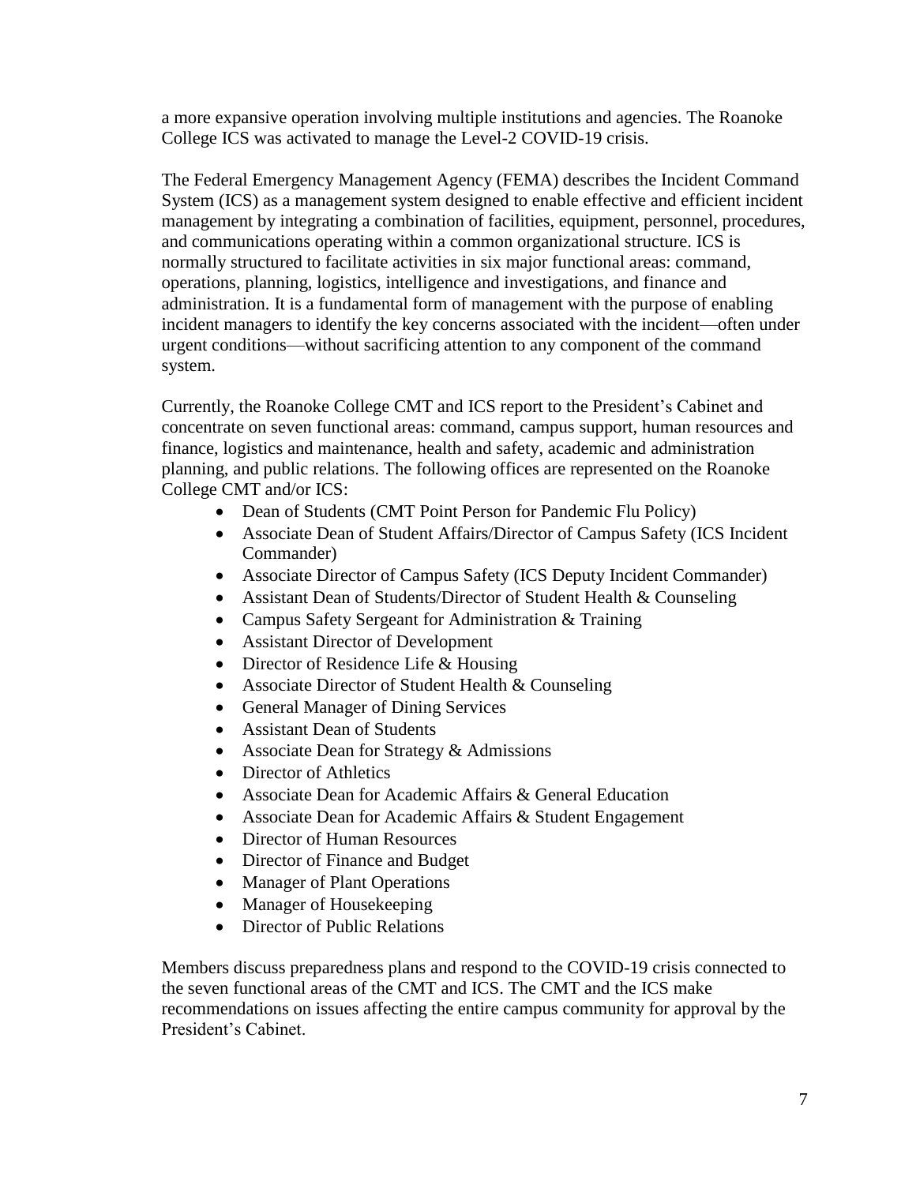a more expansive operation involving multiple institutions and agencies. The Roanoke College ICS was activated to manage the Level-2 COVID-19 crisis.

The Federal Emergency Management Agency (FEMA) describes the Incident Command System (ICS) as a management system designed to enable effective and efficient incident management by integrating a combination of facilities, equipment, personnel, procedures, and communications operating within a common organizational structure. ICS is normally structured to facilitate activities in six major functional areas: command, operations, planning, logistics, intelligence and investigations, and finance and administration. It is a fundamental form of management with the purpose of enabling incident managers to identify the key concerns associated with the incident—often under urgent conditions—without sacrificing attention to any component of the command system.

Currently, the Roanoke College CMT and ICS report to the President's Cabinet and concentrate on seven functional areas: command, campus support, human resources and finance, logistics and maintenance, health and safety, academic and administration planning, and public relations. The following offices are represented on the Roanoke College CMT and/or ICS:

- Dean of Students (CMT Point Person for Pandemic Flu Policy)
- Associate Dean of Student Affairs/Director of Campus Safety (ICS Incident Commander)
- Associate Director of Campus Safety (ICS Deputy Incident Commander)
- Assistant Dean of Students/Director of Student Health & Counseling
- Campus Safety Sergeant for Administration & Training
- Assistant Director of Development
- Director of Residence Life & Housing
- Associate Director of Student Health & Counseling
- General Manager of Dining Services
- Assistant Dean of Students
- Associate Dean for Strategy & Admissions
- Director of Athletics
- Associate Dean for Academic Affairs & General Education
- Associate Dean for Academic Affairs & Student Engagement
- Director of Human Resources
- Director of Finance and Budget
- Manager of Plant Operations
- Manager of Housekeeping
- Director of Public Relations

Members discuss preparedness plans and respond to the COVID-19 crisis connected to the seven functional areas of the CMT and ICS. The CMT and the ICS make recommendations on issues affecting the entire campus community for approval by the President's Cabinet.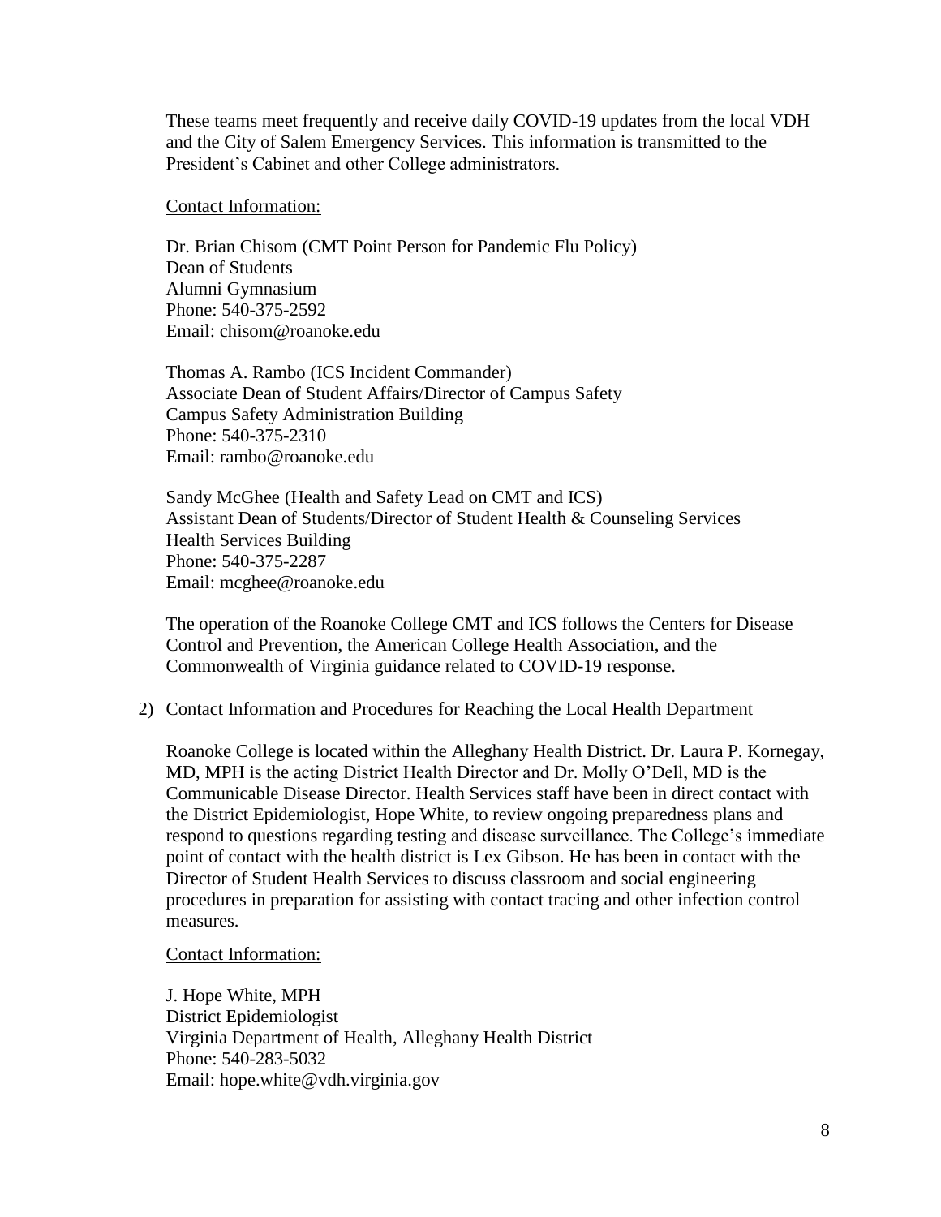These teams meet frequently and receive daily COVID-19 updates from the local VDH and the City of Salem Emergency Services. This information is transmitted to the President's Cabinet and other College administrators.

<u>Contact Information:</u>

Dr. Brian Chisom (CMT Point Person for Pandemic Flu Policy)
Dean of Students
Alumni Gymnasium
Phone: 540-375-2592
Email: chisom@roanoke.edu

Thomas A. Rambo (ICS Incident Commander)
Associate Dean of Student Affairs/Director of Campus Safety
Campus Safety Administration Building
Phone: 540-375-2310
Email: rambo@roanoke.edu

Sandy McGhee (Health and Safety Lead on CMT and ICS)
Assistant Dean of Students/Director of Student Health & Counseling Services
Health Services Building
Phone: 540-375-2287
Email: mcghee@roanoke.edu

The operation of the Roanoke College CMT and ICS follows the Centers for Disease Control and Prevention, the American College Health Association, and the Commonwealth of Virginia guidance related to COVID-19 response.

2) Contact Information and Procedures for Reaching the Local Health Department

Roanoke College is located within the Alleghany Health District. Dr. Laura P. Kornegay, MD, MPH is the acting District Health Director and Dr. Molly O'Dell, MD is the Communicable Disease Director. Health Services staff have been in direct contact with the District Epidemiologist, Hope White, to review ongoing preparedness plans and respond to questions regarding testing and disease surveillance. The College's immediate point of contact with the health district is Lex Gibson. He has been in contact with the Director of Student Health Services to discuss classroom and social engineering procedures in preparation for assisting with contact tracing and other infection control measures.

<u>Contact Information:</u>

J. Hope White, MPH
District Epidemiologist
Virginia Department of Health, Alleghany Health District
Phone: 540-283-5032
Email: hope.white@vdh.virginia.gov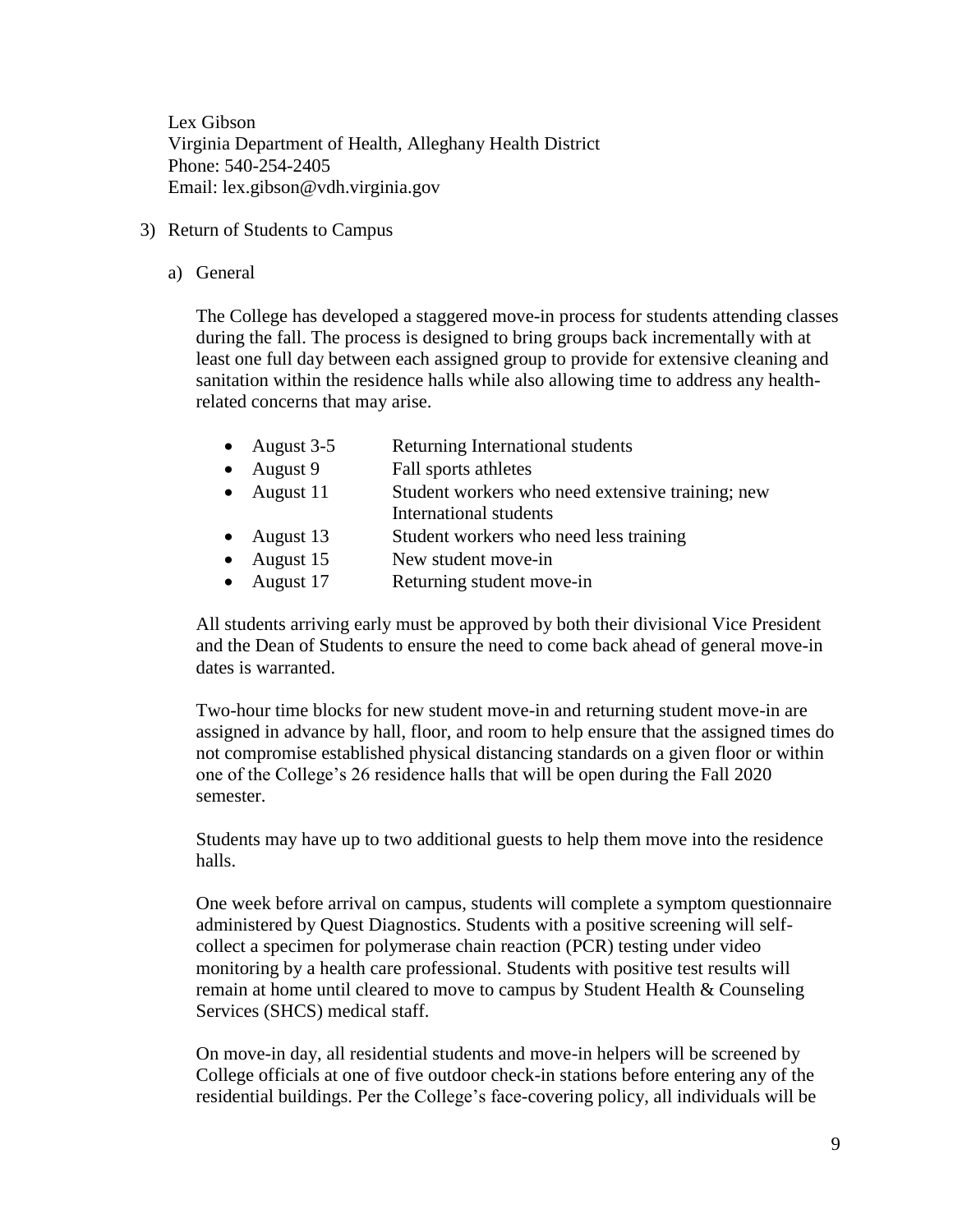Lex Gibson
Virginia Department of Health, Alleghany Health District
Phone: 540-254-2405
Email: lex.gibson@vdh.virginia.gov

3) Return of Students to Campus

a) General

The College has developed a staggered move-in process for students attending classes during the fall. The process is designed to bring groups back incrementally with at least one full day between each assigned group to provide for extensive cleaning and sanitation within the residence halls while also allowing time to address any health-related concerns that may arise.

- August 3-5 Returning International students
- August 9 Fall sports athletes
- August 11 Student workers who need extensive training; new International students
- August 13 Student workers who need less training
- August 15 New student move-in
- August 17 Returning student move-in

All students arriving early must be approved by both their divisional Vice President and the Dean of Students to ensure the need to come back ahead of general move-in dates is warranted.

Two-hour time blocks for new student move-in and returning student move-in are assigned in advance by hall, floor, and room to help ensure that the assigned times do not compromise established physical distancing standards on a given floor or within one of the College's 26 residence halls that will be open during the Fall 2020 semester.

Students may have up to two additional guests to help them move into the residence halls.

One week before arrival on campus, students will complete a symptom questionnaire administered by Quest Diagnostics. Students with a positive screening will self-collect a specimen for polymerase chain reaction (PCR) testing under video monitoring by a health care professional. Students with positive test results will remain at home until cleared to move to campus by Student Health & Counseling Services (SHCS) medical staff.

On move-in day, all residential students and move-in helpers will be screened by College officials at one of five outdoor check-in stations before entering any of the residential buildings. Per the College's face-covering policy, all individuals will be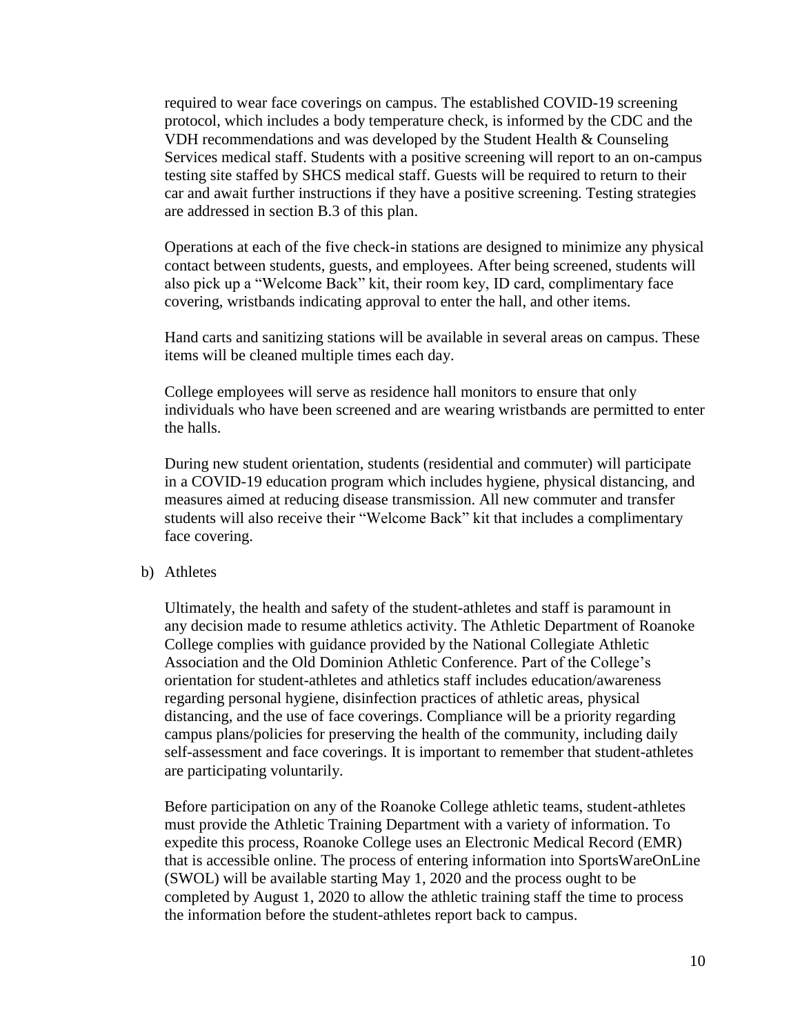required to wear face coverings on campus. The established COVID-19 screening protocol, which includes a body temperature check, is informed by the CDC and the VDH recommendations and was developed by the Student Health & Counseling Services medical staff. Students with a positive screening will report to an on-campus testing site staffed by SHCS medical staff. Guests will be required to return to their car and await further instructions if they have a positive screening. Testing strategies are addressed in section B.3 of this plan.

Operations at each of the five check-in stations are designed to minimize any physical contact between students, guests, and employees. After being screened, students will also pick up a "Welcome Back" kit, their room key, ID card, complimentary face covering, wristbands indicating approval to enter the hall, and other items.

Hand carts and sanitizing stations will be available in several areas on campus. These items will be cleaned multiple times each day.

College employees will serve as residence hall monitors to ensure that only individuals who have been screened and are wearing wristbands are permitted to enter the halls.

During new student orientation, students (residential and commuter) will participate in a COVID-19 education program which includes hygiene, physical distancing, and measures aimed at reducing disease transmission. All new commuter and transfer students will also receive their "Welcome Back" kit that includes a complimentary face covering.

b) Athletes

Ultimately, the health and safety of the student-athletes and staff is paramount in any decision made to resume athletics activity. The Athletic Department of Roanoke College complies with guidance provided by the National Collegiate Athletic Association and the Old Dominion Athletic Conference. Part of the College's orientation for student-athletes and athletics staff includes education/awareness regarding personal hygiene, disinfection practices of athletic areas, physical distancing, and the use of face coverings. Compliance will be a priority regarding campus plans/policies for preserving the health of the community, including daily self-assessment and face coverings. It is important to remember that student-athletes are participating voluntarily.

Before participation on any of the Roanoke College athletic teams, student-athletes must provide the Athletic Training Department with a variety of information. To expedite this process, Roanoke College uses an Electronic Medical Record (EMR) that is accessible online. The process of entering information into SportsWareOnLine (SWOL) will be available starting May 1, 2020 and the process ought to be completed by August 1, 2020 to allow the athletic training staff the time to process the information before the student-athletes report back to campus.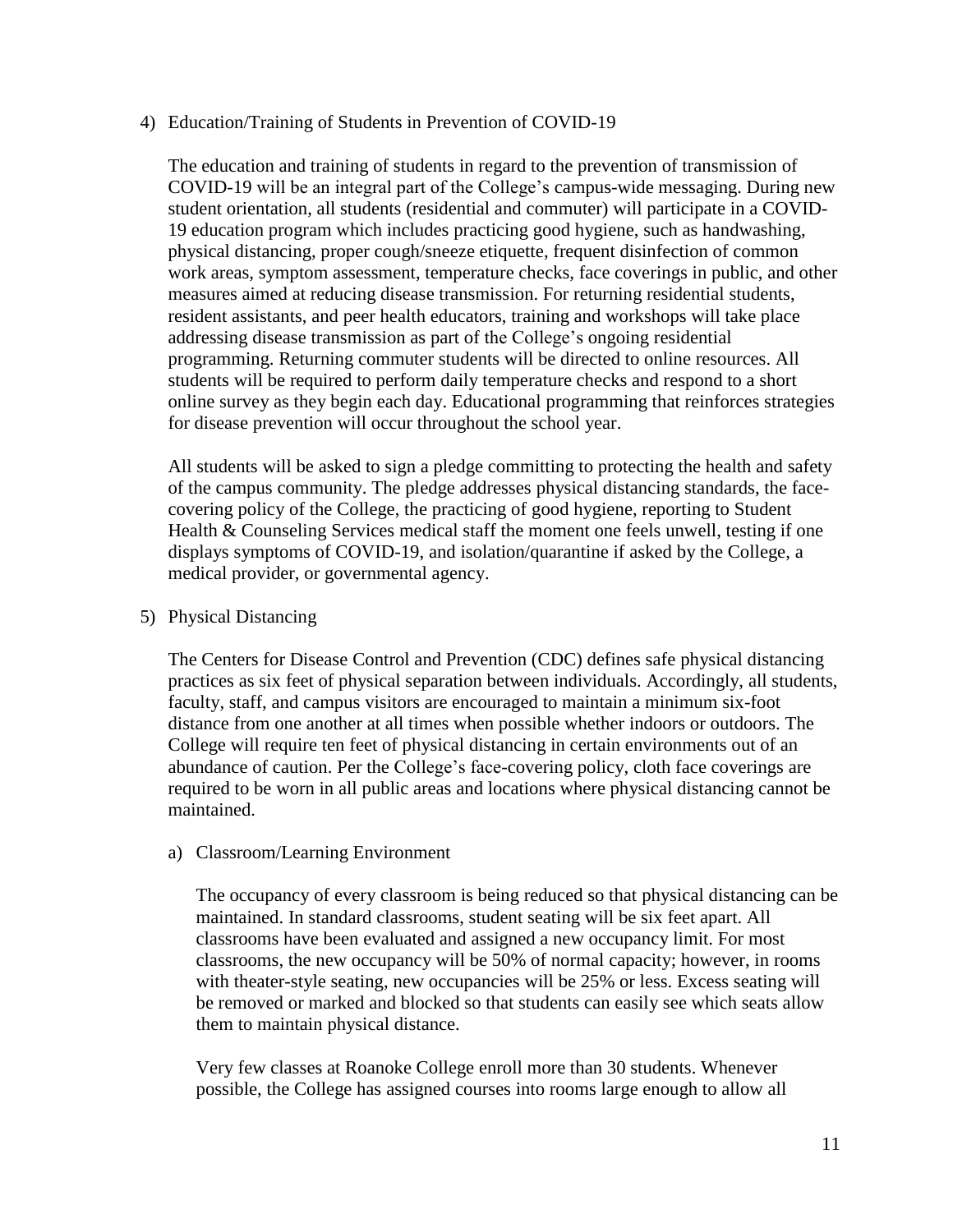4) Education/Training of Students in Prevention of COVID-19

The education and training of students in regard to the prevention of transmission of COVID-19 will be an integral part of the College's campus-wide messaging. During new student orientation, all students (residential and commuter) will participate in a COVID-19 education program which includes practicing good hygiene, such as handwashing, physical distancing, proper cough/sneeze etiquette, frequent disinfection of common work areas, symptom assessment, temperature checks, face coverings in public, and other measures aimed at reducing disease transmission. For returning residential students, resident assistants, and peer health educators, training and workshops will take place addressing disease transmission as part of the College's ongoing residential programming. Returning commuter students will be directed to online resources. All students will be required to perform daily temperature checks and respond to a short online survey as they begin each day. Educational programming that reinforces strategies for disease prevention will occur throughout the school year.

All students will be asked to sign a pledge committing to protecting the health and safety of the campus community. The pledge addresses physical distancing standards, the face-covering policy of the College, the practicing of good hygiene, reporting to Student Health & Counseling Services medical staff the moment one feels unwell, testing if one displays symptoms of COVID-19, and isolation/quarantine if asked by the College, a medical provider, or governmental agency.

5) Physical Distancing

The Centers for Disease Control and Prevention (CDC) defines safe physical distancing practices as six feet of physical separation between individuals. Accordingly, all students, faculty, staff, and campus visitors are encouraged to maintain a minimum six-foot distance from one another at all times when possible whether indoors or outdoors. The College will require ten feet of physical distancing in certain environments out of an abundance of caution. Per the College's face-covering policy, cloth face coverings are required to be worn in all public areas and locations where physical distancing cannot be maintained.

a) Classroom/Learning Environment

The occupancy of every classroom is being reduced so that physical distancing can be maintained. In standard classrooms, student seating will be six feet apart. All classrooms have been evaluated and assigned a new occupancy limit. For most classrooms, the new occupancy will be 50% of normal capacity; however, in rooms with theater-style seating, new occupancies will be 25% or less. Excess seating will be removed or marked and blocked so that students can easily see which seats allow them to maintain physical distance.

Very few classes at Roanoke College enroll more than 30 students. Whenever possible, the College has assigned courses into rooms large enough to allow all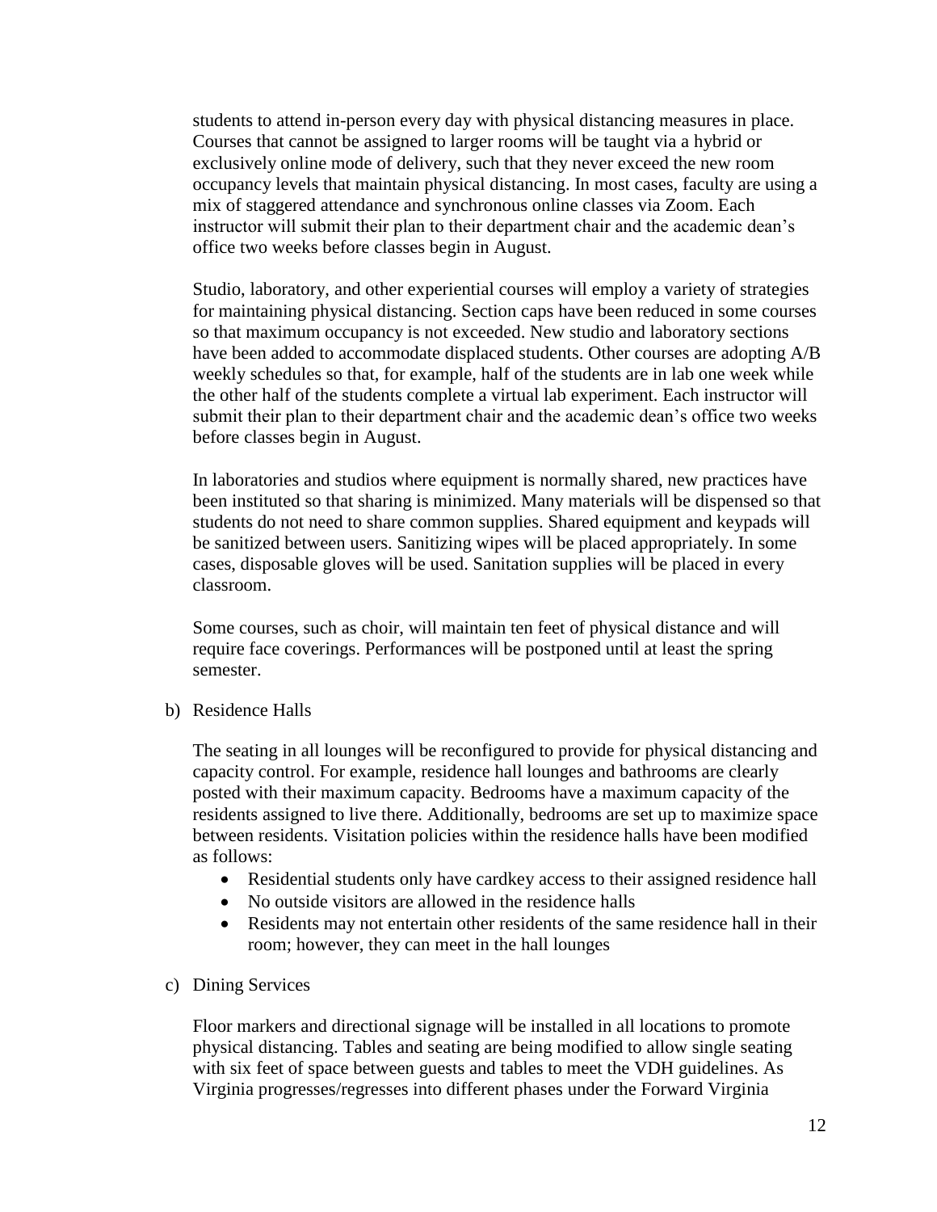students to attend in-person every day with physical distancing measures in place. Courses that cannot be assigned to larger rooms will be taught via a hybrid or exclusively online mode of delivery, such that they never exceed the new room occupancy levels that maintain physical distancing. In most cases, faculty are using a mix of staggered attendance and synchronous online classes via Zoom. Each instructor will submit their plan to their department chair and the academic dean's office two weeks before classes begin in August.

Studio, laboratory, and other experiential courses will employ a variety of strategies for maintaining physical distancing. Section caps have been reduced in some courses so that maximum occupancy is not exceeded. New studio and laboratory sections have been added to accommodate displaced students. Other courses are adopting A/B weekly schedules so that, for example, half of the students are in lab one week while the other half of the students complete a virtual lab experiment. Each instructor will submit their plan to their department chair and the academic dean's office two weeks before classes begin in August.

In laboratories and studios where equipment is normally shared, new practices have been instituted so that sharing is minimized. Many materials will be dispensed so that students do not need to share common supplies. Shared equipment and keypads will be sanitized between users. Sanitizing wipes will be placed appropriately. In some cases, disposable gloves will be used. Sanitation supplies will be placed in every classroom.

Some courses, such as choir, will maintain ten feet of physical distance and will require face coverings. Performances will be postponed until at least the spring semester.

b) Residence Halls

The seating in all lounges will be reconfigured to provide for physical distancing and capacity control. For example, residence hall lounges and bathrooms are clearly posted with their maximum capacity. Bedrooms have a maximum capacity of the residents assigned to live there. Additionally, bedrooms are set up to maximize space between residents. Visitation policies within the residence halls have been modified as follows:

- Residential students only have cardkey access to their assigned residence hall
- No outside visitors are allowed in the residence halls
- Residents may not entertain other residents of the same residence hall in their room; however, they can meet in the hall lounges

c) Dining Services

Floor markers and directional signage will be installed in all locations to promote physical distancing. Tables and seating are being modified to allow single seating with six feet of space between guests and tables to meet the VDH guidelines. As Virginia progresses/regresses into different phases under the Forward Virginia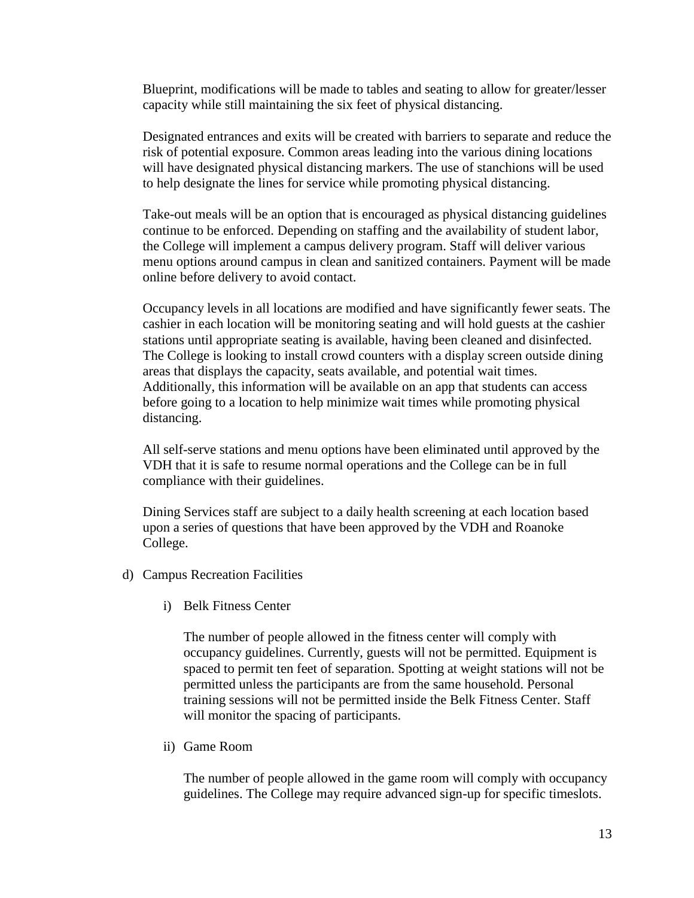Blueprint, modifications will be made to tables and seating to allow for greater/lesser capacity while still maintaining the six feet of physical distancing.

Designated entrances and exits will be created with barriers to separate and reduce the risk of potential exposure. Common areas leading into the various dining locations will have designated physical distancing markers. The use of stanchions will be used to help designate the lines for service while promoting physical distancing.

Take-out meals will be an option that is encouraged as physical distancing guidelines continue to be enforced. Depending on staffing and the availability of student labor, the College will implement a campus delivery program. Staff will deliver various menu options around campus in clean and sanitized containers. Payment will be made online before delivery to avoid contact.

Occupancy levels in all locations are modified and have significantly fewer seats. The cashier in each location will be monitoring seating and will hold guests at the cashier stations until appropriate seating is available, having been cleaned and disinfected. The College is looking to install crowd counters with a display screen outside dining areas that displays the capacity, seats available, and potential wait times. Additionally, this information will be available on an app that students can access before going to a location to help minimize wait times while promoting physical distancing.

All self-serve stations and menu options have been eliminated until approved by the VDH that it is safe to resume normal operations and the College can be in full compliance with their guidelines.

Dining Services staff are subject to a daily health screening at each location based upon a series of questions that have been approved by the VDH and Roanoke College.

d) Campus Recreation Facilities

i) Belk Fitness Center

The number of people allowed in the fitness center will comply with occupancy guidelines. Currently, guests will not be permitted. Equipment is spaced to permit ten feet of separation. Spotting at weight stations will not be permitted unless the participants are from the same household. Personal training sessions will not be permitted inside the Belk Fitness Center. Staff will monitor the spacing of participants.

ii) Game Room

The number of people allowed in the game room will comply with occupancy guidelines. The College may require advanced sign-up for specific timeslots.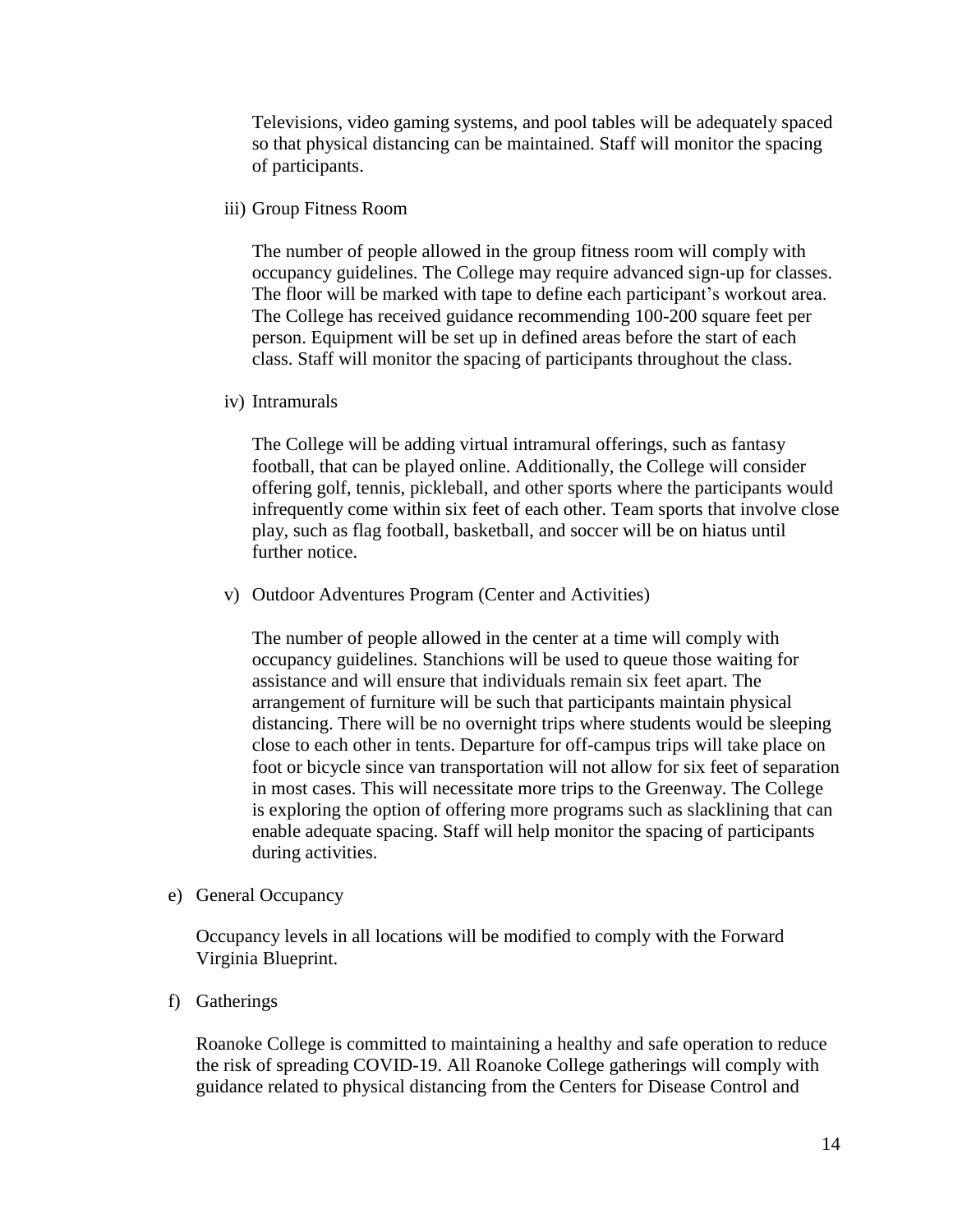Televisions, video gaming systems, and pool tables will be adequately spaced so that physical distancing can be maintained. Staff will monitor the spacing of participants.

iii) Group Fitness Room

The number of people allowed in the group fitness room will comply with occupancy guidelines. The College may require advanced sign-up for classes. The floor will be marked with tape to define each participant's workout area. The College has received guidance recommending 100-200 square feet per person. Equipment will be set up in defined areas before the start of each class. Staff will monitor the spacing of participants throughout the class.

iv) Intramurals

The College will be adding virtual intramural offerings, such as fantasy football, that can be played online. Additionally, the College will consider offering golf, tennis, pickleball, and other sports where the participants would infrequently come within six feet of each other. Team sports that involve close play, such as flag football, basketball, and soccer will be on hiatus until further notice.

v) Outdoor Adventures Program (Center and Activities)

The number of people allowed in the center at a time will comply with occupancy guidelines. Stanchions will be used to queue those waiting for assistance and will ensure that individuals remain six feet apart. The arrangement of furniture will be such that participants maintain physical distancing. There will be no overnight trips where students would be sleeping close to each other in tents. Departure for off-campus trips will take place on foot or bicycle since van transportation will not allow for six feet of separation in most cases. This will necessitate more trips to the Greenway. The College is exploring the option of offering more programs such as slacklining that can enable adequate spacing. Staff will help monitor the spacing of participants during activities.

e) General Occupancy

Occupancy levels in all locations will be modified to comply with the Forward Virginia Blueprint.

f) Gatherings

Roanoke College is committed to maintaining a healthy and safe operation to reduce the risk of spreading COVID-19. All Roanoke College gatherings will comply with guidance related to physical distancing from the Centers for Disease Control and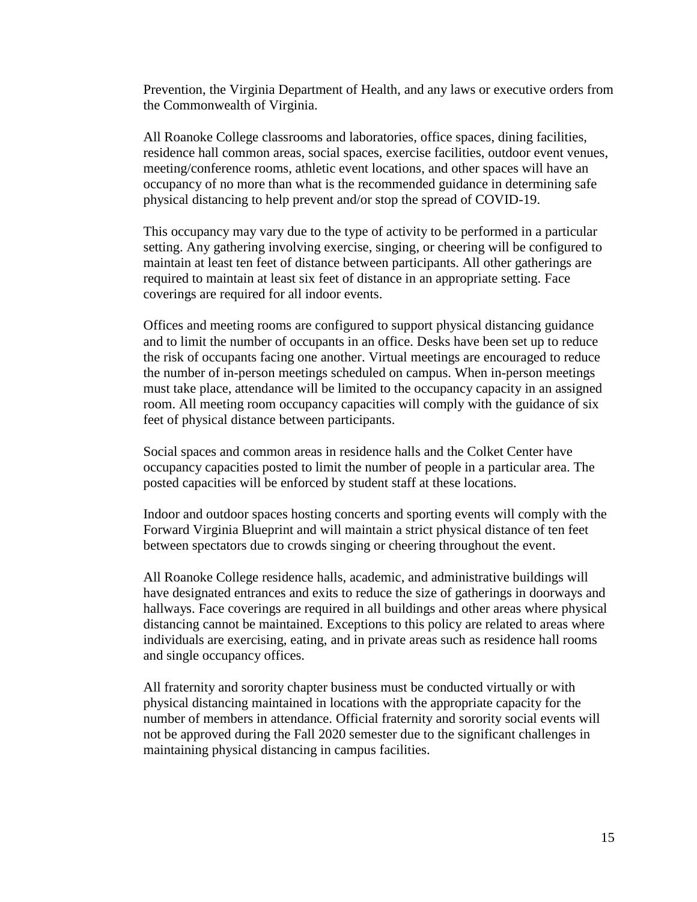Prevention, the Virginia Department of Health, and any laws or executive orders from the Commonwealth of Virginia.

All Roanoke College classrooms and laboratories, office spaces, dining facilities, residence hall common areas, social spaces, exercise facilities, outdoor event venues, meeting/conference rooms, athletic event locations, and other spaces will have an occupancy of no more than what is the recommended guidance in determining safe physical distancing to help prevent and/or stop the spread of COVID-19.

This occupancy may vary due to the type of activity to be performed in a particular setting. Any gathering involving exercise, singing, or cheering will be configured to maintain at least ten feet of distance between participants. All other gatherings are required to maintain at least six feet of distance in an appropriate setting. Face coverings are required for all indoor events.

Offices and meeting rooms are configured to support physical distancing guidance and to limit the number of occupants in an office. Desks have been set up to reduce the risk of occupants facing one another. Virtual meetings are encouraged to reduce the number of in-person meetings scheduled on campus. When in-person meetings must take place, attendance will be limited to the occupancy capacity in an assigned room. All meeting room occupancy capacities will comply with the guidance of six feet of physical distance between participants.

Social spaces and common areas in residence halls and the Colket Center have occupancy capacities posted to limit the number of people in a particular area. The posted capacities will be enforced by student staff at these locations.

Indoor and outdoor spaces hosting concerts and sporting events will comply with the Forward Virginia Blueprint and will maintain a strict physical distance of ten feet between spectators due to crowds singing or cheering throughout the event.

All Roanoke College residence halls, academic, and administrative buildings will have designated entrances and exits to reduce the size of gatherings in doorways and hallways. Face coverings are required in all buildings and other areas where physical distancing cannot be maintained. Exceptions to this policy are related to areas where individuals are exercising, eating, and in private areas such as residence hall rooms and single occupancy offices.

All fraternity and sorority chapter business must be conducted virtually or with physical distancing maintained in locations with the appropriate capacity for the number of members in attendance. Official fraternity and sorority social events will not be approved during the Fall 2020 semester due to the significant challenges in maintaining physical distancing in campus facilities.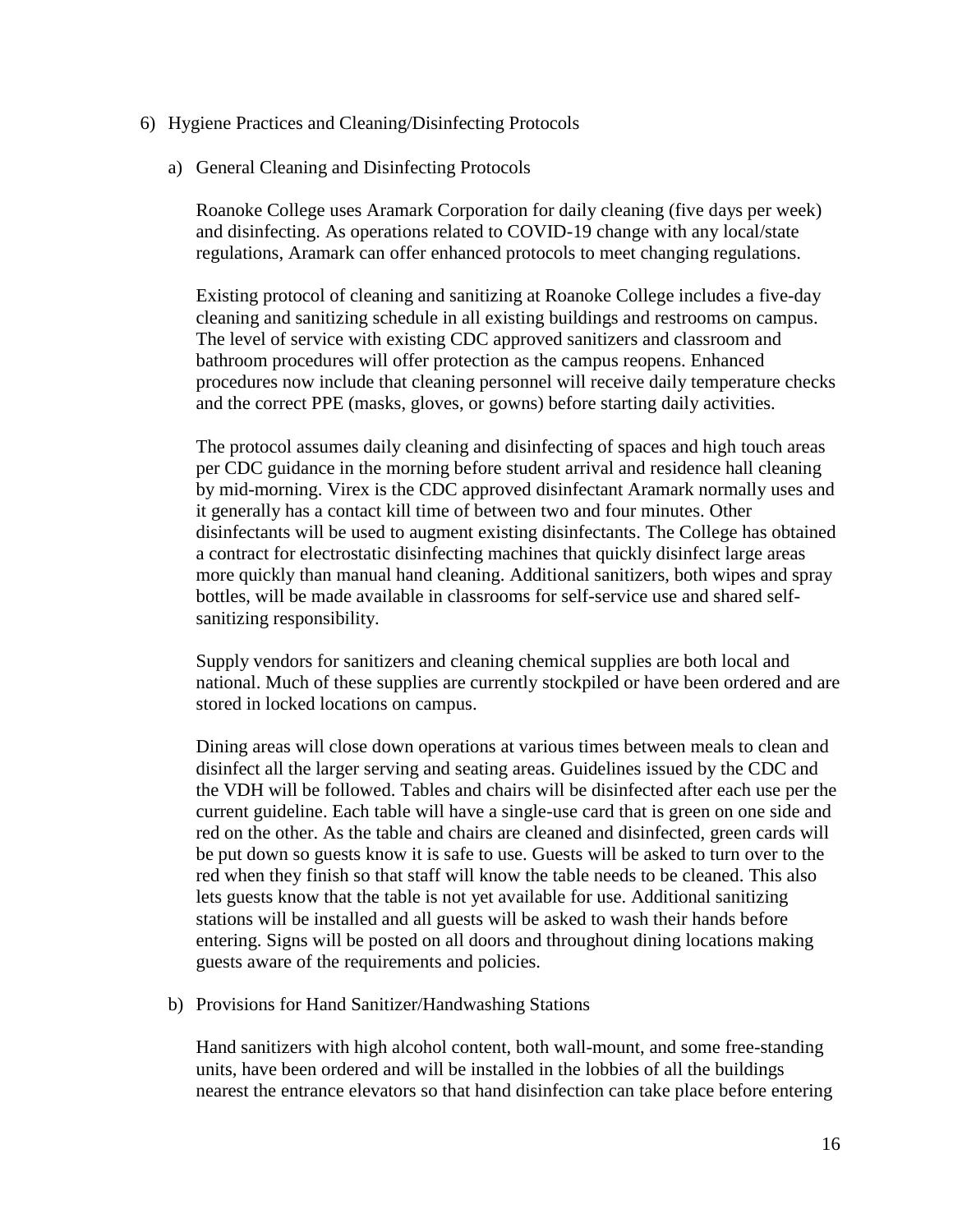## 6) Hygiene Practices and Cleaning/Disinfecting Protocols

### a) General Cleaning and Disinfecting Protocols

Roanoke College uses Aramark Corporation for daily cleaning (five days per week) and disinfecting. As operations related to COVID-19 change with any local/state regulations, Aramark can offer enhanced protocols to meet changing regulations.

Existing protocol of cleaning and sanitizing at Roanoke College includes a five-day cleaning and sanitizing schedule in all existing buildings and restrooms on campus. The level of service with existing CDC approved sanitizers and classroom and bathroom procedures will offer protection as the campus reopens. Enhanced procedures now include that cleaning personnel will receive daily temperature checks and the correct PPE (masks, gloves, or gowns) before starting daily activities.

The protocol assumes daily cleaning and disinfecting of spaces and high touch areas per CDC guidance in the morning before student arrival and residence hall cleaning by mid-morning. Virex is the CDC approved disinfectant Aramark normally uses and it generally has a contact kill time of between two and four minutes. Other disinfectants will be used to augment existing disinfectants. The College has obtained a contract for electrostatic disinfecting machines that quickly disinfect large areas more quickly than manual hand cleaning. Additional sanitizers, both wipes and spray bottles, will be made available in classrooms for self-service use and shared self-sanitizing responsibility.

Supply vendors for sanitizers and cleaning chemical supplies are both local and national. Much of these supplies are currently stockpiled or have been ordered and are stored in locked locations on campus.

Dining areas will close down operations at various times between meals to clean and disinfect all the larger serving and seating areas. Guidelines issued by the CDC and the VDH will be followed. Tables and chairs will be disinfected after each use per the current guideline. Each table will have a single-use card that is green on one side and red on the other. As the table and chairs are cleaned and disinfected, green cards will be put down so guests know it is safe to use. Guests will be asked to turn over to the red when they finish so that staff will know the table needs to be cleaned. This also lets guests know that the table is not yet available for use. Additional sanitizing stations will be installed and all guests will be asked to wash their hands before entering. Signs will be posted on all doors and throughout dining locations making guests aware of the requirements and policies.

### b) Provisions for Hand Sanitizer/Handwashing Stations

Hand sanitizers with high alcohol content, both wall-mount, and some free-standing units, have been ordered and will be installed in the lobbies of all the buildings nearest the entrance elevators so that hand disinfection can take place before entering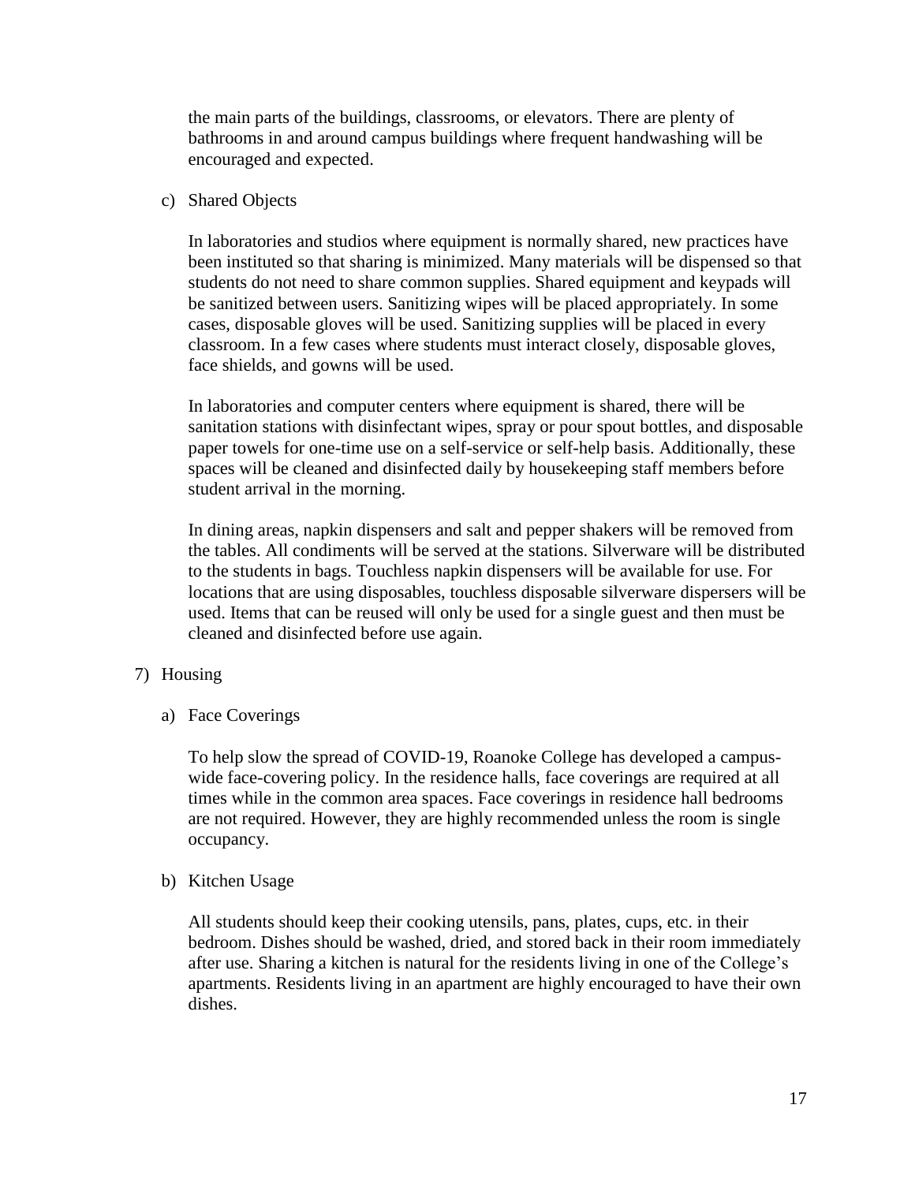the main parts of the buildings, classrooms, or elevators. There are plenty of bathrooms in and around campus buildings where frequent handwashing will be encouraged and expected.

c) Shared Objects

In laboratories and studios where equipment is normally shared, new practices have been instituted so that sharing is minimized. Many materials will be dispensed so that students do not need to share common supplies. Shared equipment and keypads will be sanitized between users. Sanitizing wipes will be placed appropriately. In some cases, disposable gloves will be used. Sanitizing supplies will be placed in every classroom. In a few cases where students must interact closely, disposable gloves, face shields, and gowns will be used.

In laboratories and computer centers where equipment is shared, there will be sanitation stations with disinfectant wipes, spray or pour spout bottles, and disposable paper towels for one-time use on a self-service or self-help basis. Additionally, these spaces will be cleaned and disinfected daily by housekeeping staff members before student arrival in the morning.

In dining areas, napkin dispensers and salt and pepper shakers will be removed from the tables. All condiments will be served at the stations. Silverware will be distributed to the students in bags. Touchless napkin dispensers will be available for use. For locations that are using disposables, touchless disposable silverware dispersers will be used. Items that can be reused will only be used for a single guest and then must be cleaned and disinfected before use again.

7) Housing

a) Face Coverings

To help slow the spread of COVID-19, Roanoke College has developed a campus-wide face-covering policy. In the residence halls, face coverings are required at all times while in the common area spaces. Face coverings in residence hall bedrooms are not required. However, they are highly recommended unless the room is single occupancy.

b) Kitchen Usage

All students should keep their cooking utensils, pans, plates, cups, etc. in their bedroom. Dishes should be washed, dried, and stored back in their room immediately after use. Sharing a kitchen is natural for the residents living in one of the College's apartments. Residents living in an apartment are highly encouraged to have their own dishes.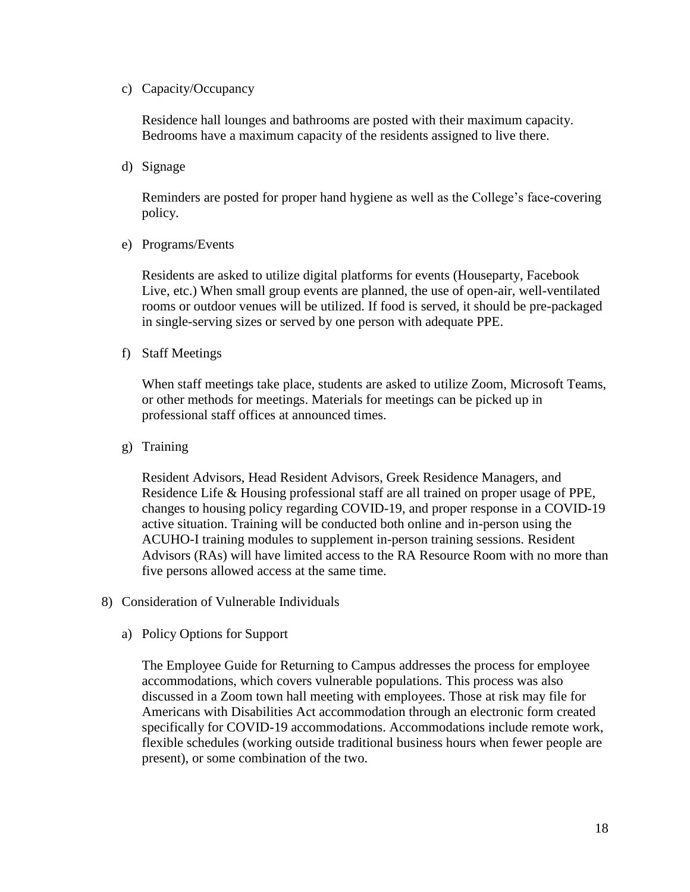c) Capacity/Occupancy

   Residence hall lounges and bathrooms are posted with their maximum capacity. Bedrooms have a maximum capacity of the residents assigned to live there.

d) Signage

   Reminders are posted for proper hand hygiene as well as the College's face-covering policy.

e) Programs/Events

   Residents are asked to utilize digital platforms for events (Houseparty, Facebook Live, etc.) When small group events are planned, the use of open-air, well-ventilated rooms or outdoor venues will be utilized. If food is served, it should be pre-packaged in single-serving sizes or served by one person with adequate PPE.

f) Staff Meetings

   When staff meetings take place, students are asked to utilize Zoom, Microsoft Teams, or other methods for meetings. Materials for meetings can be picked up in professional staff offices at announced times.

g) Training

   Resident Advisors, Head Resident Advisors, Greek Residence Managers, and Residence Life & Housing professional staff are all trained on proper usage of PPE, changes to housing policy regarding COVID-19, and proper response in a COVID-19 active situation. Training will be conducted both online and in-person using the ACUHO-I training modules to supplement in-person training sessions. Resident Advisors (RAs) will have limited access to the RA Resource Room with no more than five persons allowed access at the same time.

8) Consideration of Vulnerable Individuals

   a) Policy Options for Support

      The Employee Guide for Returning to Campus addresses the process for employee accommodations, which covers vulnerable populations. This process was also discussed in a Zoom town hall meeting with employees. Those at risk may file for Americans with Disabilities Act accommodation through an electronic form created specifically for COVID-19 accommodations. Accommodations include remote work, flexible schedules (working outside traditional business hours when fewer people are present), or some combination of the two.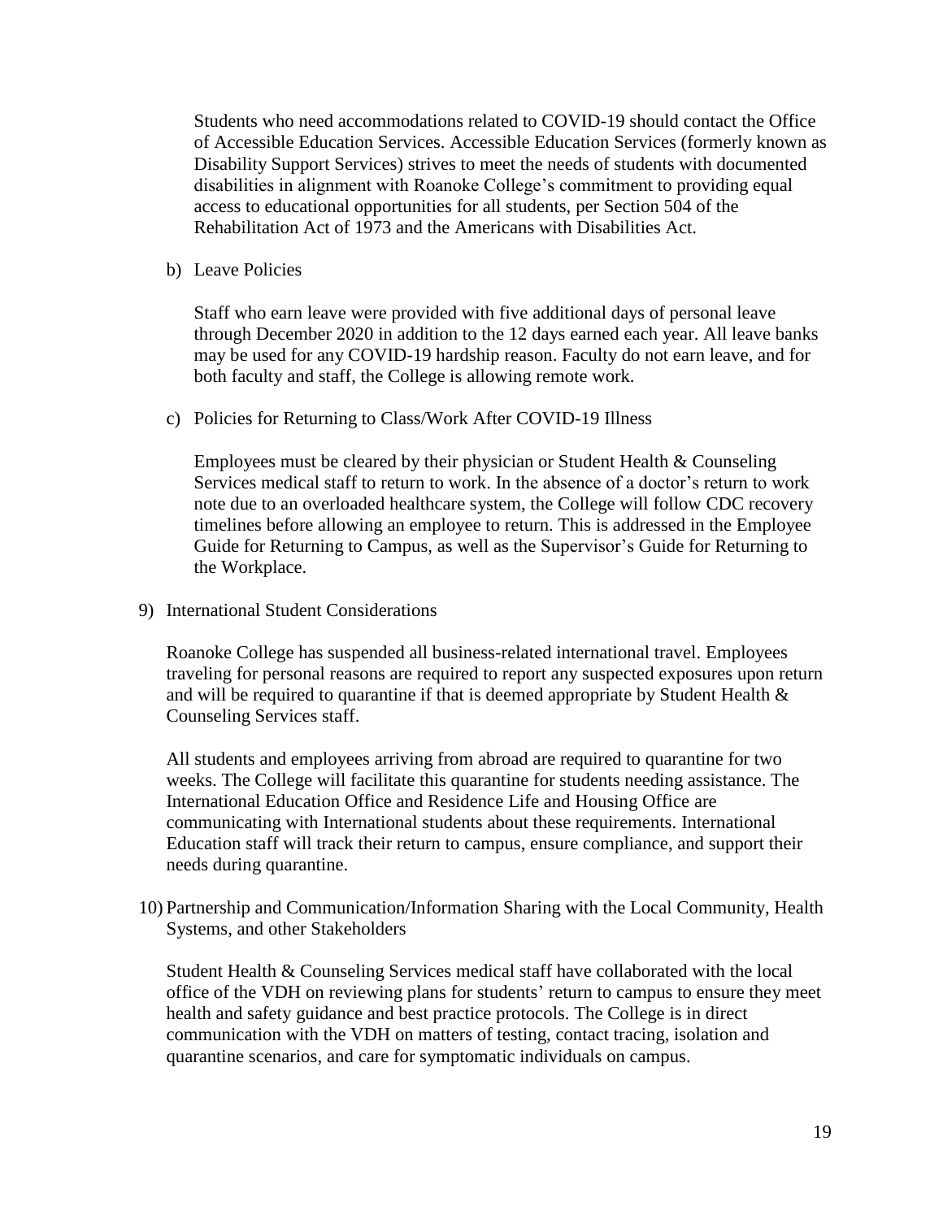Students who need accommodations related to COVID-19 should contact the Office of Accessible Education Services. Accessible Education Services (formerly known as Disability Support Services) strives to meet the needs of students with documented disabilities in alignment with Roanoke College's commitment to providing equal access to educational opportunities for all students, per Section 504 of the Rehabilitation Act of 1973 and the Americans with Disabilities Act.

b) Leave Policies

Staff who earn leave were provided with five additional days of personal leave through December 2020 in addition to the 12 days earned each year. All leave banks may be used for any COVID-19 hardship reason. Faculty do not earn leave, and for both faculty and staff, the College is allowing remote work.

c) Policies for Returning to Class/Work After COVID-19 Illness

Employees must be cleared by their physician or Student Health & Counseling Services medical staff to return to work. In the absence of a doctor's return to work note due to an overloaded healthcare system, the College will follow CDC recovery timelines before allowing an employee to return. This is addressed in the Employee Guide for Returning to Campus, as well as the Supervisor's Guide for Returning to the Workplace.

9) International Student Considerations

Roanoke College has suspended all business-related international travel. Employees traveling for personal reasons are required to report any suspected exposures upon return and will be required to quarantine if that is deemed appropriate by Student Health & Counseling Services staff.

All students and employees arriving from abroad are required to quarantine for two weeks. The College will facilitate this quarantine for students needing assistance. The International Education Office and Residence Life and Housing Office are communicating with International students about these requirements. International Education staff will track their return to campus, ensure compliance, and support their needs during quarantine.

10) Partnership and Communication/Information Sharing with the Local Community, Health Systems, and other Stakeholders

Student Health & Counseling Services medical staff have collaborated with the local office of the VDH on reviewing plans for students' return to campus to ensure they meet health and safety guidance and best practice protocols. The College is in direct communication with the VDH on matters of testing, contact tracing, isolation and quarantine scenarios, and care for symptomatic individuals on campus.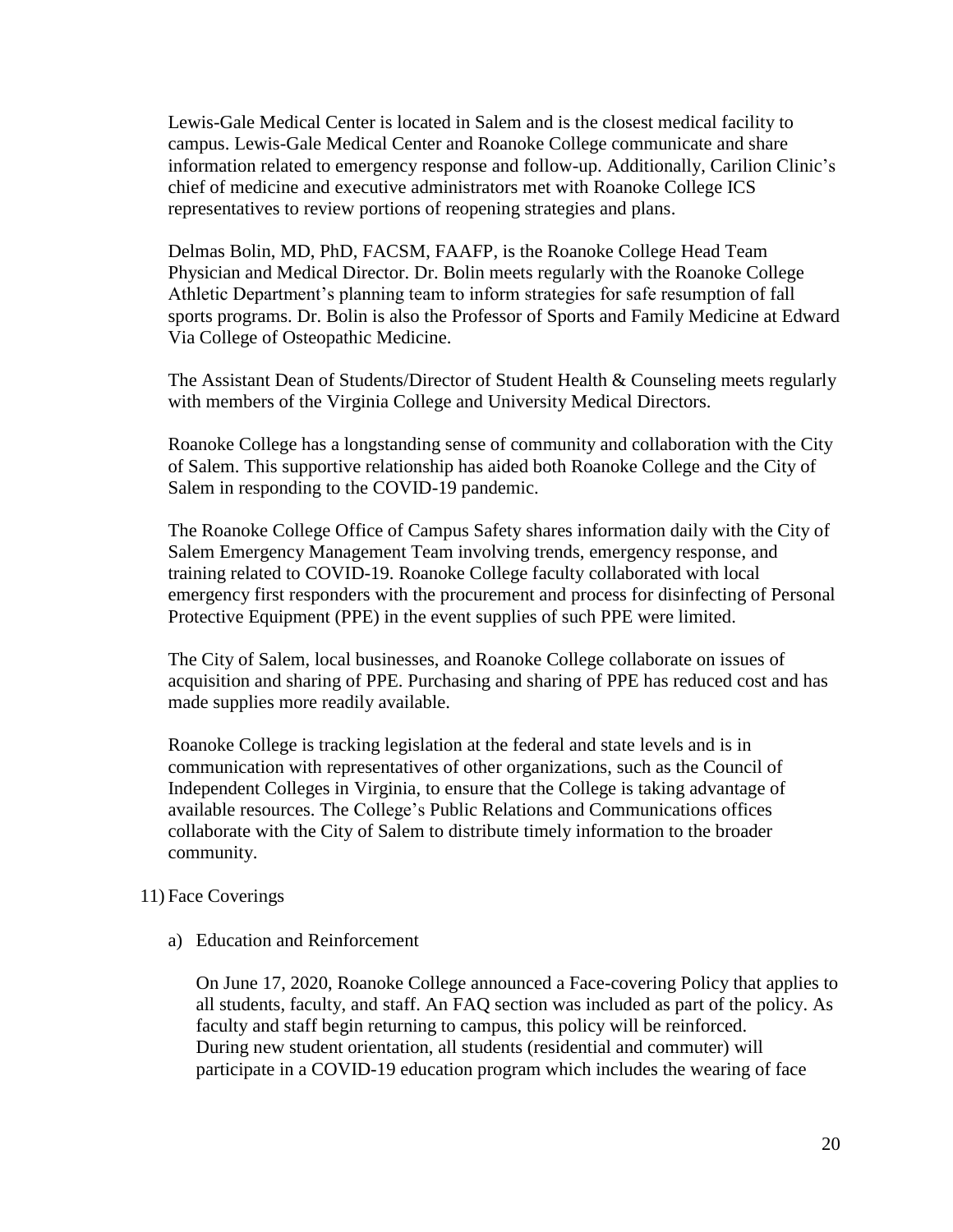Lewis-Gale Medical Center is located in Salem and is the closest medical facility to campus. Lewis-Gale Medical Center and Roanoke College communicate and share information related to emergency response and follow-up. Additionally, Carilion Clinic's chief of medicine and executive administrators met with Roanoke College ICS representatives to review portions of reopening strategies and plans.

Delmas Bolin, MD, PhD, FACSM, FAAFP, is the Roanoke College Head Team Physician and Medical Director. Dr. Bolin meets regularly with the Roanoke College Athletic Department's planning team to inform strategies for safe resumption of fall sports programs. Dr. Bolin is also the Professor of Sports and Family Medicine at Edward Via College of Osteopathic Medicine.

The Assistant Dean of Students/Director of Student Health & Counseling meets regularly with members of the Virginia College and University Medical Directors.

Roanoke College has a longstanding sense of community and collaboration with the City of Salem. This supportive relationship has aided both Roanoke College and the City of Salem in responding to the COVID-19 pandemic.

The Roanoke College Office of Campus Safety shares information daily with the City of Salem Emergency Management Team involving trends, emergency response, and training related to COVID-19. Roanoke College faculty collaborated with local emergency first responders with the procurement and process for disinfecting of Personal Protective Equipment (PPE) in the event supplies of such PPE were limited.

The City of Salem, local businesses, and Roanoke College collaborate on issues of acquisition and sharing of PPE. Purchasing and sharing of PPE has reduced cost and has made supplies more readily available.

Roanoke College is tracking legislation at the federal and state levels and is in communication with representatives of other organizations, such as the Council of Independent Colleges in Virginia, to ensure that the College is taking advantage of available resources. The College's Public Relations and Communications offices collaborate with the City of Salem to distribute timely information to the broader community.

11) Face Coverings

a) Education and Reinforcement

On June 17, 2020, Roanoke College announced a Face-covering Policy that applies to all students, faculty, and staff. An FAQ section was included as part of the policy. As faculty and staff begin returning to campus, this policy will be reinforced. During new student orientation, all students (residential and commuter) will participate in a COVID-19 education program which includes the wearing of face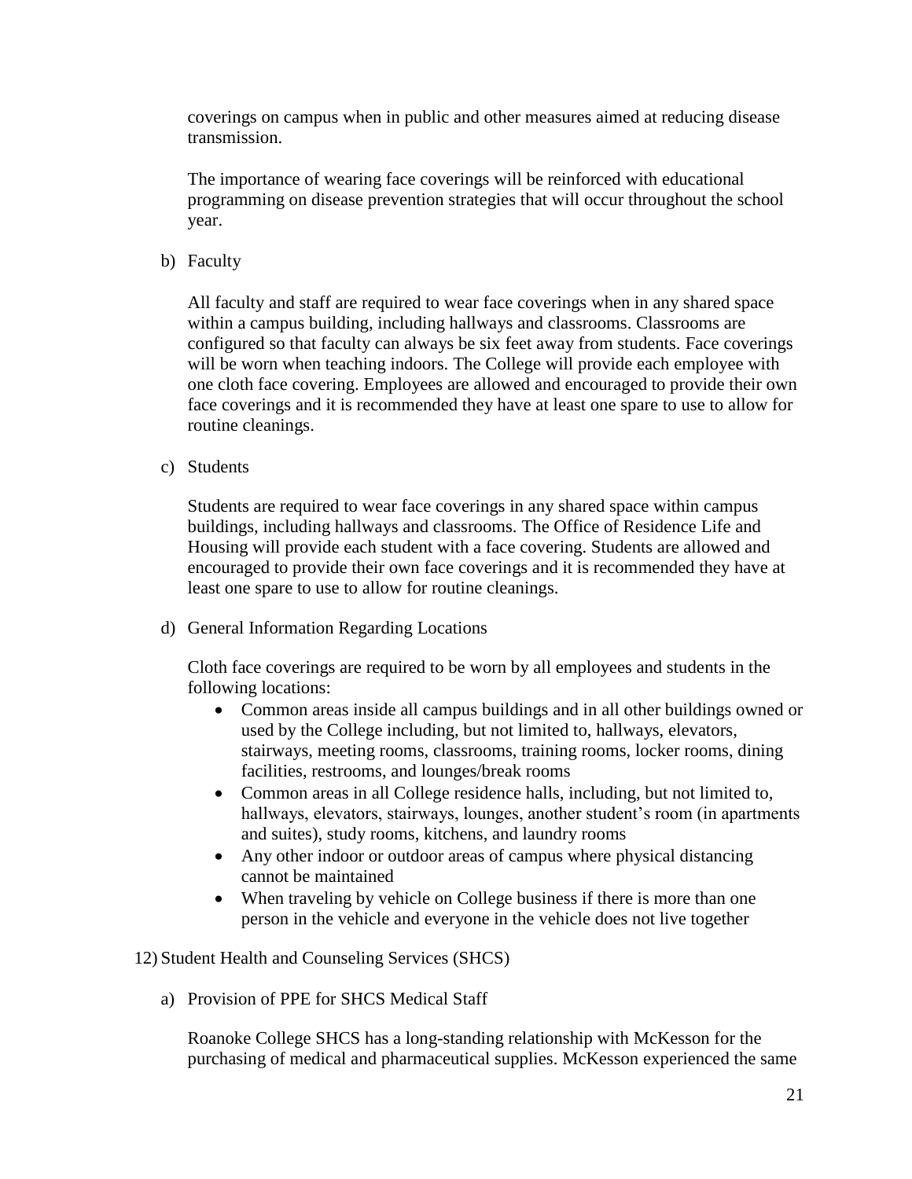coverings on campus when in public and other measures aimed at reducing disease transmission.

The importance of wearing face coverings will be reinforced with educational programming on disease prevention strategies that will occur throughout the school year.

b) Faculty

All faculty and staff are required to wear face coverings when in any shared space within a campus building, including hallways and classrooms. Classrooms are configured so that faculty can always be six feet away from students. Face coverings will be worn when teaching indoors. The College will provide each employee with one cloth face covering. Employees are allowed and encouraged to provide their own face coverings and it is recommended they have at least one spare to use to allow for routine cleanings.

c) Students

Students are required to wear face coverings in any shared space within campus buildings, including hallways and classrooms. The Office of Residence Life and Housing will provide each student with a face covering. Students are allowed and encouraged to provide their own face coverings and it is recommended they have at least one spare to use to allow for routine cleanings.

d) General Information Regarding Locations

Cloth face coverings are required to be worn by all employees and students in the following locations:

- Common areas inside all campus buildings and in all other buildings owned or used by the College including, but not limited to, hallways, elevators, stairways, meeting rooms, classrooms, training rooms, locker rooms, dining facilities, restrooms, and lounges/break rooms
- Common areas in all College residence halls, including, but not limited to, hallways, elevators, stairways, lounges, another student's room (in apartments and suites), study rooms, kitchens, and laundry rooms
- Any other indoor or outdoor areas of campus where physical distancing cannot be maintained
- When traveling by vehicle on College business if there is more than one person in the vehicle and everyone in the vehicle does not live together

12) Student Health and Counseling Services (SHCS)

a) Provision of PPE for SHCS Medical Staff

Roanoke College SHCS has a long-standing relationship with McKesson for the purchasing of medical and pharmaceutical supplies. McKesson experienced the same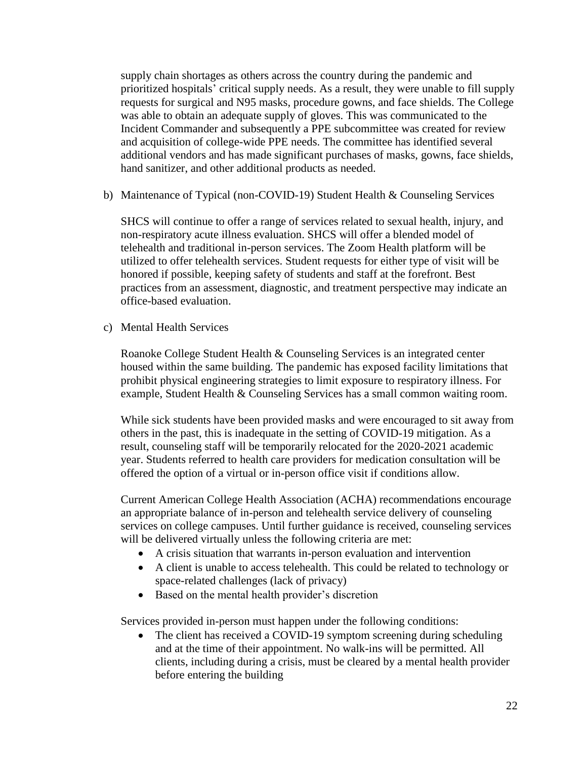supply chain shortages as others across the country during the pandemic and prioritized hospitals' critical supply needs. As a result, they were unable to fill supply requests for surgical and N95 masks, procedure gowns, and face shields. The College was able to obtain an adequate supply of gloves. This was communicated to the Incident Commander and subsequently a PPE subcommittee was created for review and acquisition of college-wide PPE needs. The committee has identified several additional vendors and has made significant purchases of masks, gowns, face shields, hand sanitizer, and other additional products as needed.

b) Maintenance of Typical (non-COVID-19) Student Health & Counseling Services

SHCS will continue to offer a range of services related to sexual health, injury, and non-respiratory acute illness evaluation. SHCS will offer a blended model of telehealth and traditional in-person services. The Zoom Health platform will be utilized to offer telehealth services. Student requests for either type of visit will be honored if possible, keeping safety of students and staff at the forefront. Best practices from an assessment, diagnostic, and treatment perspective may indicate an office-based evaluation.

c) Mental Health Services

Roanoke College Student Health & Counseling Services is an integrated center housed within the same building. The pandemic has exposed facility limitations that prohibit physical engineering strategies to limit exposure to respiratory illness. For example, Student Health & Counseling Services has a small common waiting room.

While sick students have been provided masks and were encouraged to sit away from others in the past, this is inadequate in the setting of COVID-19 mitigation. As a result, counseling staff will be temporarily relocated for the 2020-2021 academic year. Students referred to health care providers for medication consultation will be offered the option of a virtual or in-person office visit if conditions allow.

Current American College Health Association (ACHA) recommendations encourage an appropriate balance of in-person and telehealth service delivery of counseling services on college campuses. Until further guidance is received, counseling services will be delivered virtually unless the following criteria are met:

- A crisis situation that warrants in-person evaluation and intervention
- A client is unable to access telehealth. This could be related to technology or space-related challenges (lack of privacy)
- Based on the mental health provider's discretion

Services provided in-person must happen under the following conditions:

- The client has received a COVID-19 symptom screening during scheduling and at the time of their appointment. No walk-ins will be permitted. All clients, including during a crisis, must be cleared by a mental health provider before entering the building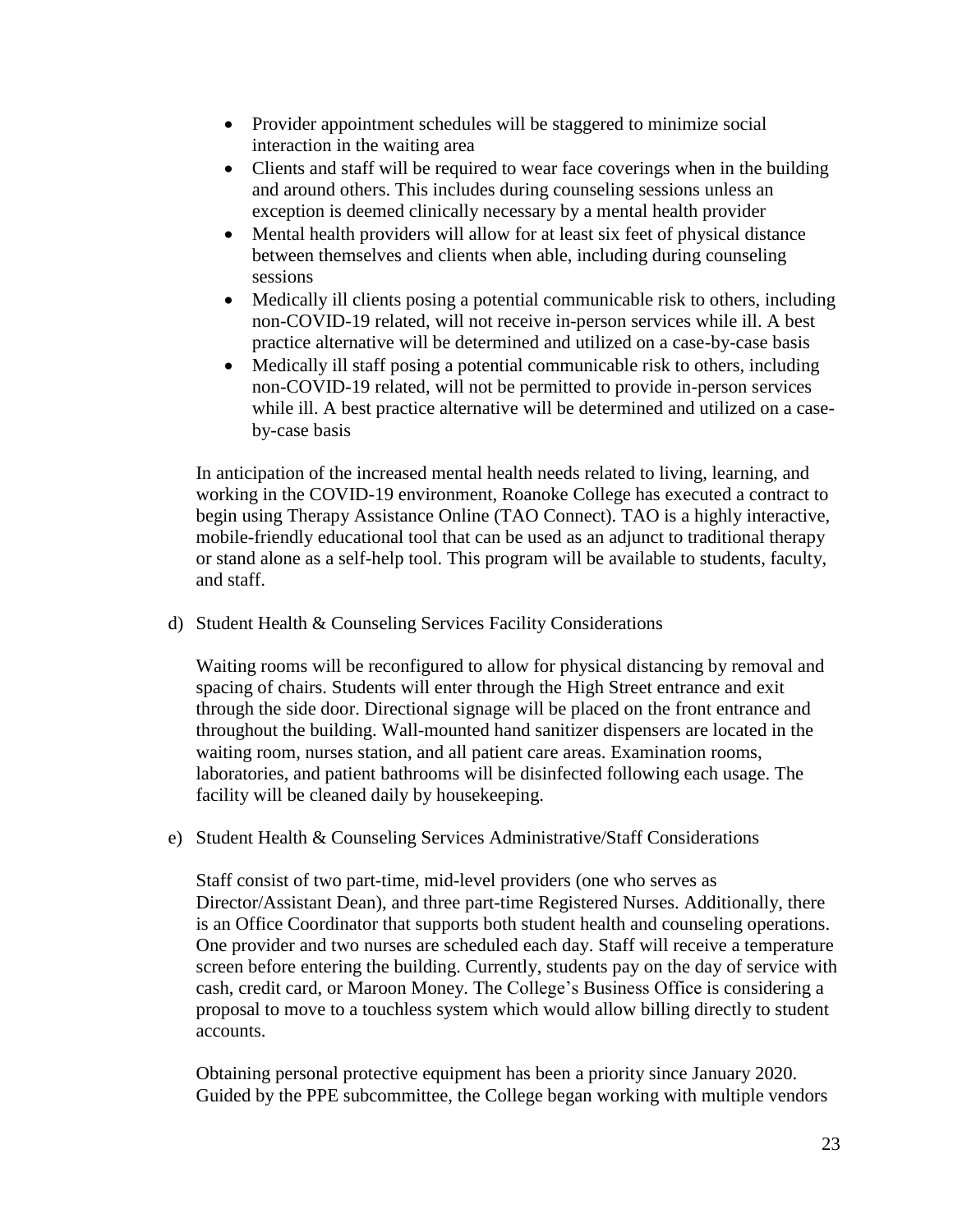- Provider appointment schedules will be staggered to minimize social interaction in the waiting area
- Clients and staff will be required to wear face coverings when in the building and around others. This includes during counseling sessions unless an exception is deemed clinically necessary by a mental health provider
- Mental health providers will allow for at least six feet of physical distance between themselves and clients when able, including during counseling sessions
- Medically ill clients posing a potential communicable risk to others, including non-COVID-19 related, will not receive in-person services while ill. A best practice alternative will be determined and utilized on a case-by-case basis
- Medically ill staff posing a potential communicable risk to others, including non-COVID-19 related, will not be permitted to provide in-person services while ill. A best practice alternative will be determined and utilized on a case-by-case basis

In anticipation of the increased mental health needs related to living, learning, and working in the COVID-19 environment, Roanoke College has executed a contract to begin using Therapy Assistance Online (TAO Connect). TAO is a highly interactive, mobile-friendly educational tool that can be used as an adjunct to traditional therapy or stand alone as a self-help tool. This program will be available to students, faculty, and staff.

d) Student Health & Counseling Services Facility Considerations

Waiting rooms will be reconfigured to allow for physical distancing by removal and spacing of chairs. Students will enter through the High Street entrance and exit through the side door. Directional signage will be placed on the front entrance and throughout the building. Wall-mounted hand sanitizer dispensers are located in the waiting room, nurses station, and all patient care areas. Examination rooms, laboratories, and patient bathrooms will be disinfected following each usage. The facility will be cleaned daily by housekeeping.

e) Student Health & Counseling Services Administrative/Staff Considerations

Staff consist of two part-time, mid-level providers (one who serves as Director/Assistant Dean), and three part-time Registered Nurses. Additionally, there is an Office Coordinator that supports both student health and counseling operations. One provider and two nurses are scheduled each day. Staff will receive a temperature screen before entering the building. Currently, students pay on the day of service with cash, credit card, or Maroon Money. The College's Business Office is considering a proposal to move to a touchless system which would allow billing directly to student accounts.

Obtaining personal protective equipment has been a priority since January 2020. Guided by the PPE subcommittee, the College began working with multiple vendors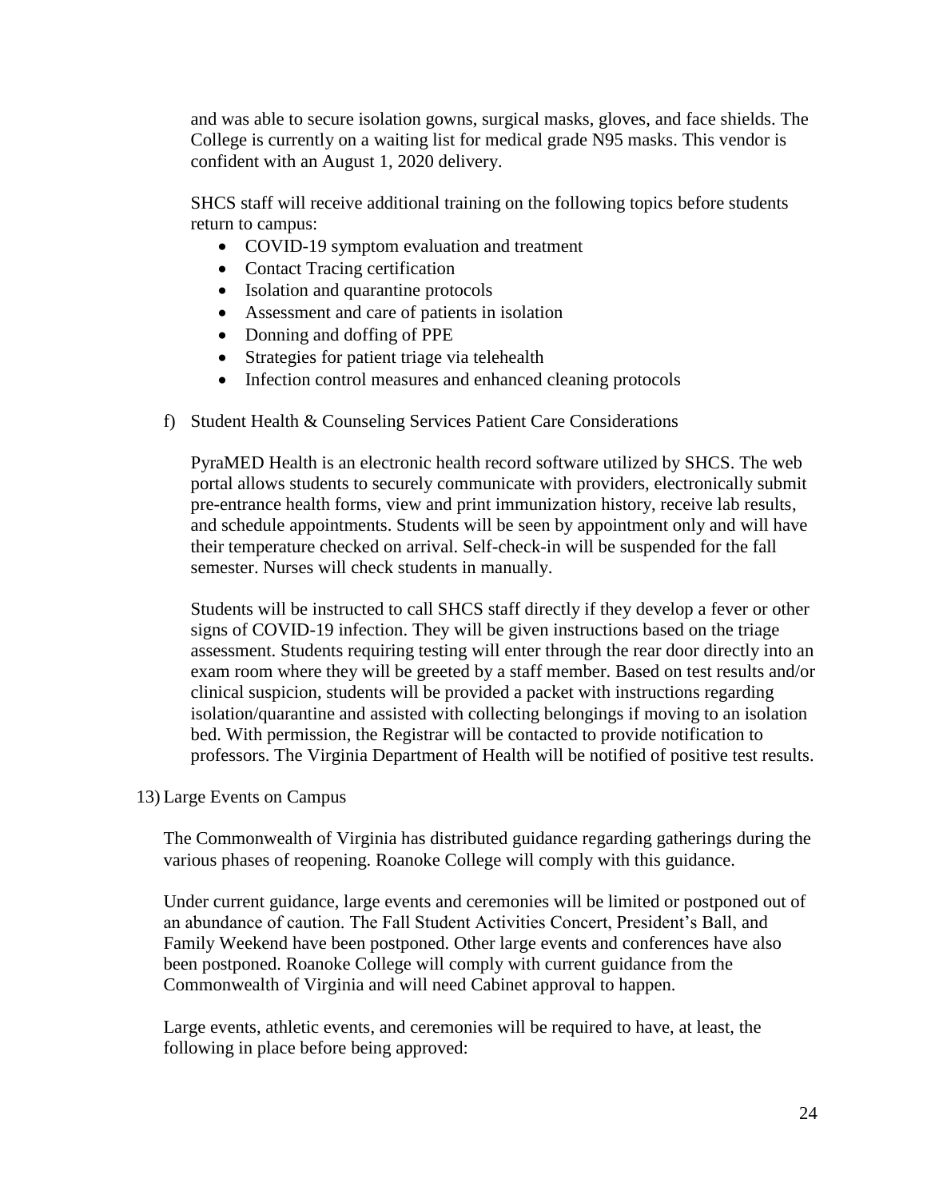and was able to secure isolation gowns, surgical masks, gloves, and face shields. The College is currently on a waiting list for medical grade N95 masks. This vendor is confident with an August 1, 2020 delivery.

SHCS staff will receive additional training on the following topics before students return to campus:

- COVID-19 symptom evaluation and treatment
- Contact Tracing certification
- Isolation and quarantine protocols
- Assessment and care of patients in isolation
- Donning and doffing of PPE
- Strategies for patient triage via telehealth
- Infection control measures and enhanced cleaning protocols

f) Student Health & Counseling Services Patient Care Considerations

PyraMED Health is an electronic health record software utilized by SHCS. The web portal allows students to securely communicate with providers, electronically submit pre-entrance health forms, view and print immunization history, receive lab results, and schedule appointments. Students will be seen by appointment only and will have their temperature checked on arrival. Self-check-in will be suspended for the fall semester. Nurses will check students in manually.

Students will be instructed to call SHCS staff directly if they develop a fever or other signs of COVID-19 infection. They will be given instructions based on the triage assessment. Students requiring testing will enter through the rear door directly into an exam room where they will be greeted by a staff member. Based on test results and/or clinical suspicion, students will be provided a packet with instructions regarding isolation/quarantine and assisted with collecting belongings if moving to an isolation bed. With permission, the Registrar will be contacted to provide notification to professors. The Virginia Department of Health will be notified of positive test results.

13) Large Events on Campus

The Commonwealth of Virginia has distributed guidance regarding gatherings during the various phases of reopening. Roanoke College will comply with this guidance.

Under current guidance, large events and ceremonies will be limited or postponed out of an abundance of caution. The Fall Student Activities Concert, President's Ball, and Family Weekend have been postponed. Other large events and conferences have also been postponed. Roanoke College will comply with current guidance from the Commonwealth of Virginia and will need Cabinet approval to happen.

Large events, athletic events, and ceremonies will be required to have, at least, the following in place before being approved: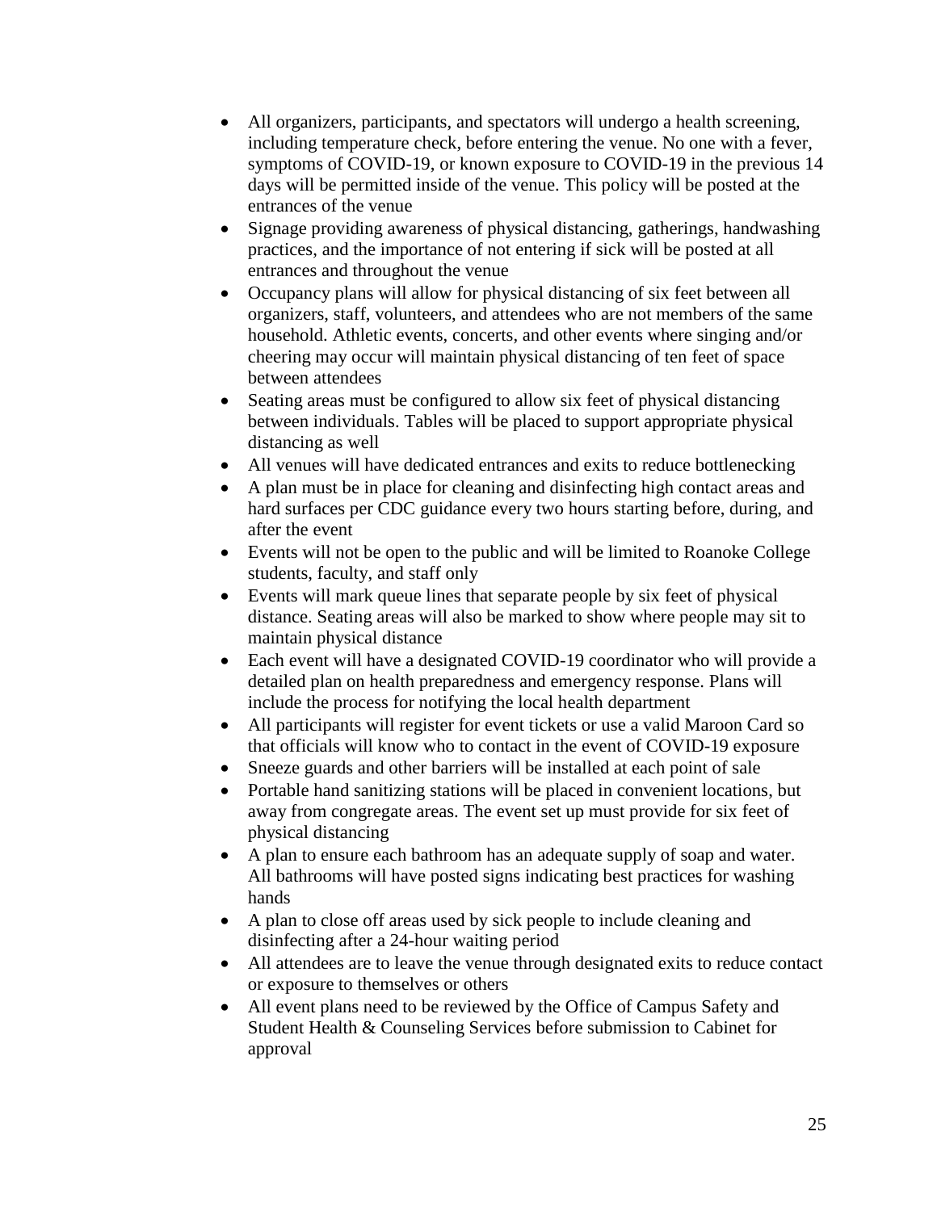- All organizers, participants, and spectators will undergo a health screening, including temperature check, before entering the venue. No one with a fever, symptoms of COVID-19, or known exposure to COVID-19 in the previous 14 days will be permitted inside of the venue. This policy will be posted at the entrances of the venue
- Signage providing awareness of physical distancing, gatherings, handwashing practices, and the importance of not entering if sick will be posted at all entrances and throughout the venue
- Occupancy plans will allow for physical distancing of six feet between all organizers, staff, volunteers, and attendees who are not members of the same household. Athletic events, concerts, and other events where singing and/or cheering may occur will maintain physical distancing of ten feet of space between attendees
- Seating areas must be configured to allow six feet of physical distancing between individuals. Tables will be placed to support appropriate physical distancing as well
- All venues will have dedicated entrances and exits to reduce bottlenecking
- A plan must be in place for cleaning and disinfecting high contact areas and hard surfaces per CDC guidance every two hours starting before, during, and after the event
- Events will not be open to the public and will be limited to Roanoke College students, faculty, and staff only
- Events will mark queue lines that separate people by six feet of physical distance. Seating areas will also be marked to show where people may sit to maintain physical distance
- Each event will have a designated COVID-19 coordinator who will provide a detailed plan on health preparedness and emergency response. Plans will include the process for notifying the local health department
- All participants will register for event tickets or use a valid Maroon Card so that officials will know who to contact in the event of COVID-19 exposure
- Sneeze guards and other barriers will be installed at each point of sale
- Portable hand sanitizing stations will be placed in convenient locations, but away from congregate areas. The event set up must provide for six feet of physical distancing
- A plan to ensure each bathroom has an adequate supply of soap and water. All bathrooms will have posted signs indicating best practices for washing hands
- A plan to close off areas used by sick people to include cleaning and disinfecting after a 24-hour waiting period
- All attendees are to leave the venue through designated exits to reduce contact or exposure to themselves or others
- All event plans need to be reviewed by the Office of Campus Safety and Student Health & Counseling Services before submission to Cabinet for approval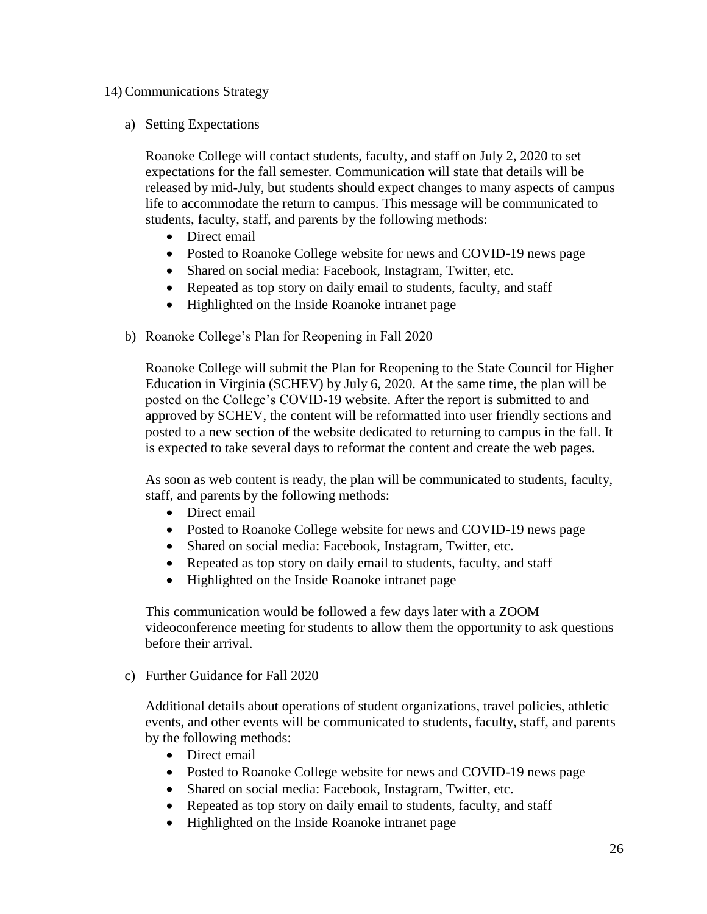## 14) Communications Strategy

### a) Setting Expectations

Roanoke College will contact students, faculty, and staff on July 2, 2020 to set expectations for the fall semester. Communication will state that details will be released by mid-July, but students should expect changes to many aspects of campus life to accommodate the return to campus. This message will be communicated to students, faculty, staff, and parents by the following methods:

- Direct email
- Posted to Roanoke College website for news and COVID-19 news page
- Shared on social media: Facebook, Instagram, Twitter, etc.
- Repeated as top story on daily email to students, faculty, and staff
- Highlighted on the Inside Roanoke intranet page

### b) Roanoke College's Plan for Reopening in Fall 2020

Roanoke College will submit the Plan for Reopening to the State Council for Higher Education in Virginia (SCHEV) by July 6, 2020. At the same time, the plan will be posted on the College's COVID-19 website. After the report is submitted to and approved by SCHEV, the content will be reformatted into user friendly sections and posted to a new section of the website dedicated to returning to campus in the fall. It is expected to take several days to reformat the content and create the web pages.

As soon as web content is ready, the plan will be communicated to students, faculty, staff, and parents by the following methods:

- Direct email
- Posted to Roanoke College website for news and COVID-19 news page
- Shared on social media: Facebook, Instagram, Twitter, etc.
- Repeated as top story on daily email to students, faculty, and staff
- Highlighted on the Inside Roanoke intranet page

This communication would be followed a few days later with a ZOOM videoconference meeting for students to allow them the opportunity to ask questions before their arrival.

### c) Further Guidance for Fall 2020

Additional details about operations of student organizations, travel policies, athletic events, and other events will be communicated to students, faculty, staff, and parents by the following methods:

- Direct email
- Posted to Roanoke College website for news and COVID-19 news page
- Shared on social media: Facebook, Instagram, Twitter, etc.
- Repeated as top story on daily email to students, faculty, and staff
- Highlighted on the Inside Roanoke intranet page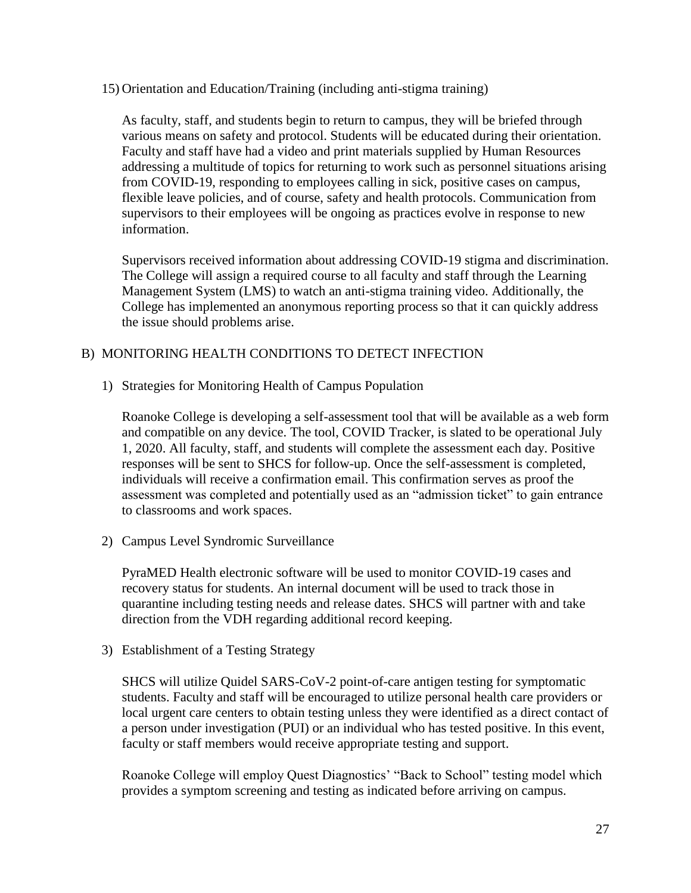15) Orientation and Education/Training (including anti-stigma training)

As faculty, staff, and students begin to return to campus, they will be briefed through various means on safety and protocol. Students will be educated during their orientation. Faculty and staff have had a video and print materials supplied by Human Resources addressing a multitude of topics for returning to work such as personnel situations arising from COVID-19, responding to employees calling in sick, positive cases on campus, flexible leave policies, and of course, safety and health protocols. Communication from supervisors to their employees will be ongoing as practices evolve in response to new information.

Supervisors received information about addressing COVID-19 stigma and discrimination. The College will assign a required course to all faculty and staff through the Learning Management System (LMS) to watch an anti-stigma training video. Additionally, the College has implemented an anonymous reporting process so that it can quickly address the issue should problems arise.

## B) MONITORING HEALTH CONDITIONS TO DETECT INFECTION

1) Strategies for Monitoring Health of Campus Population

Roanoke College is developing a self-assessment tool that will be available as a web form and compatible on any device. The tool, COVID Tracker, is slated to be operational July 1, 2020. All faculty, staff, and students will complete the assessment each day. Positive responses will be sent to SHCS for follow-up. Once the self-assessment is completed, individuals will receive a confirmation email. This confirmation serves as proof the assessment was completed and potentially used as an "admission ticket" to gain entrance to classrooms and work spaces.

2) Campus Level Syndromic Surveillance

PyraMED Health electronic software will be used to monitor COVID-19 cases and recovery status for students. An internal document will be used to track those in quarantine including testing needs and release dates. SHCS will partner with and take direction from the VDH regarding additional record keeping.

3) Establishment of a Testing Strategy

SHCS will utilize Quidel SARS-CoV-2 point-of-care antigen testing for symptomatic students. Faculty and staff will be encouraged to utilize personal health care providers or local urgent care centers to obtain testing unless they were identified as a direct contact of a person under investigation (PUI) or an individual who has tested positive. In this event, faculty or staff members would receive appropriate testing and support.

Roanoke College will employ Quest Diagnostics' "Back to School" testing model which provides a symptom screening and testing as indicated before arriving on campus.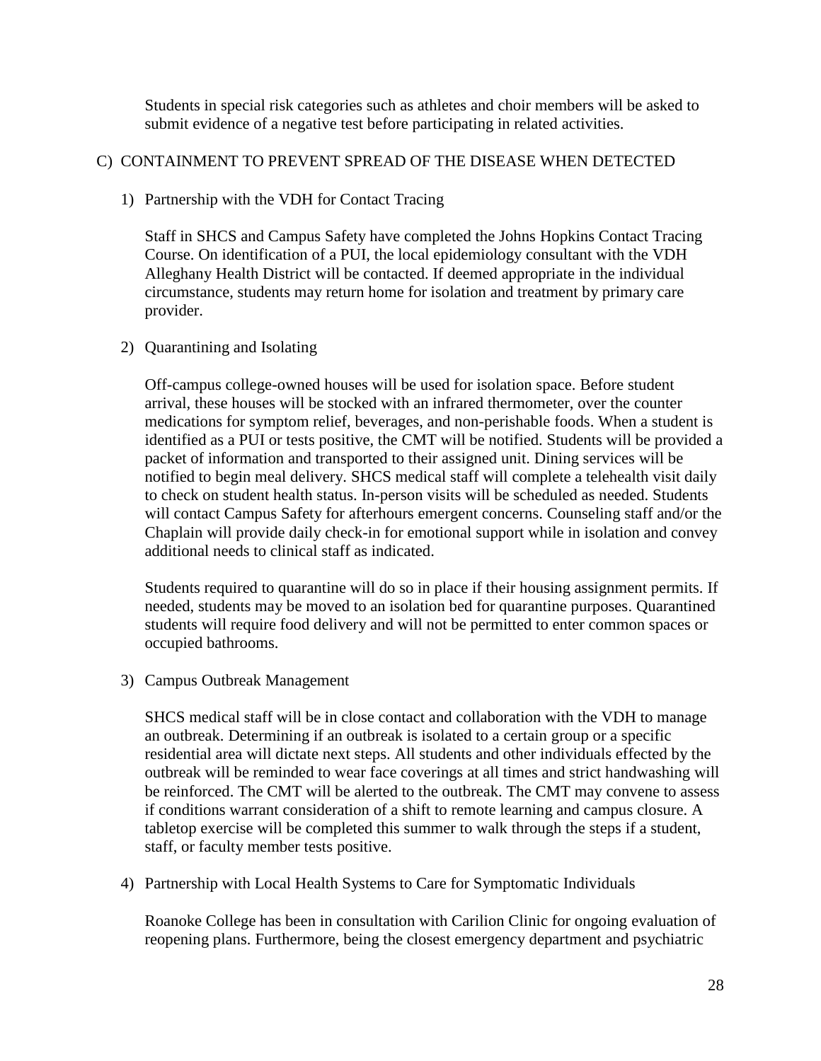Students in special risk categories such as athletes and choir members will be asked to submit evidence of a negative test before participating in related activities.

## C) CONTAINMENT TO PREVENT SPREAD OF THE DISEASE WHEN DETECTED

### 1) Partnership with the VDH for Contact Tracing

Staff in SHCS and Campus Safety have completed the Johns Hopkins Contact Tracing Course. On identification of a PUI, the local epidemiology consultant with the VDH Alleghany Health District will be contacted. If deemed appropriate in the individual circumstance, students may return home for isolation and treatment by primary care provider.

### 2) Quarantining and Isolating

Off-campus college-owned houses will be used for isolation space. Before student arrival, these houses will be stocked with an infrared thermometer, over the counter medications for symptom relief, beverages, and non-perishable foods. When a student is identified as a PUI or tests positive, the CMT will be notified. Students will be provided a packet of information and transported to their assigned unit. Dining services will be notified to begin meal delivery. SHCS medical staff will complete a telehealth visit daily to check on student health status. In-person visits will be scheduled as needed. Students will contact Campus Safety for afterhours emergent concerns. Counseling staff and/or the Chaplain will provide daily check-in for emotional support while in isolation and convey additional needs to clinical staff as indicated.

Students required to quarantine will do so in place if their housing assignment permits. If needed, students may be moved to an isolation bed for quarantine purposes. Quarantined students will require food delivery and will not be permitted to enter common spaces or occupied bathrooms.

### 3) Campus Outbreak Management

SHCS medical staff will be in close contact and collaboration with the VDH to manage an outbreak. Determining if an outbreak is isolated to a certain group or a specific residential area will dictate next steps. All students and other individuals effected by the outbreak will be reminded to wear face coverings at all times and strict handwashing will be reinforced. The CMT will be alerted to the outbreak. The CMT may convene to assess if conditions warrant consideration of a shift to remote learning and campus closure. A tabletop exercise will be completed this summer to walk through the steps if a student, staff, or faculty member tests positive.

### 4) Partnership with Local Health Systems to Care for Symptomatic Individuals

Roanoke College has been in consultation with Carilion Clinic for ongoing evaluation of reopening plans. Furthermore, being the closest emergency department and psychiatric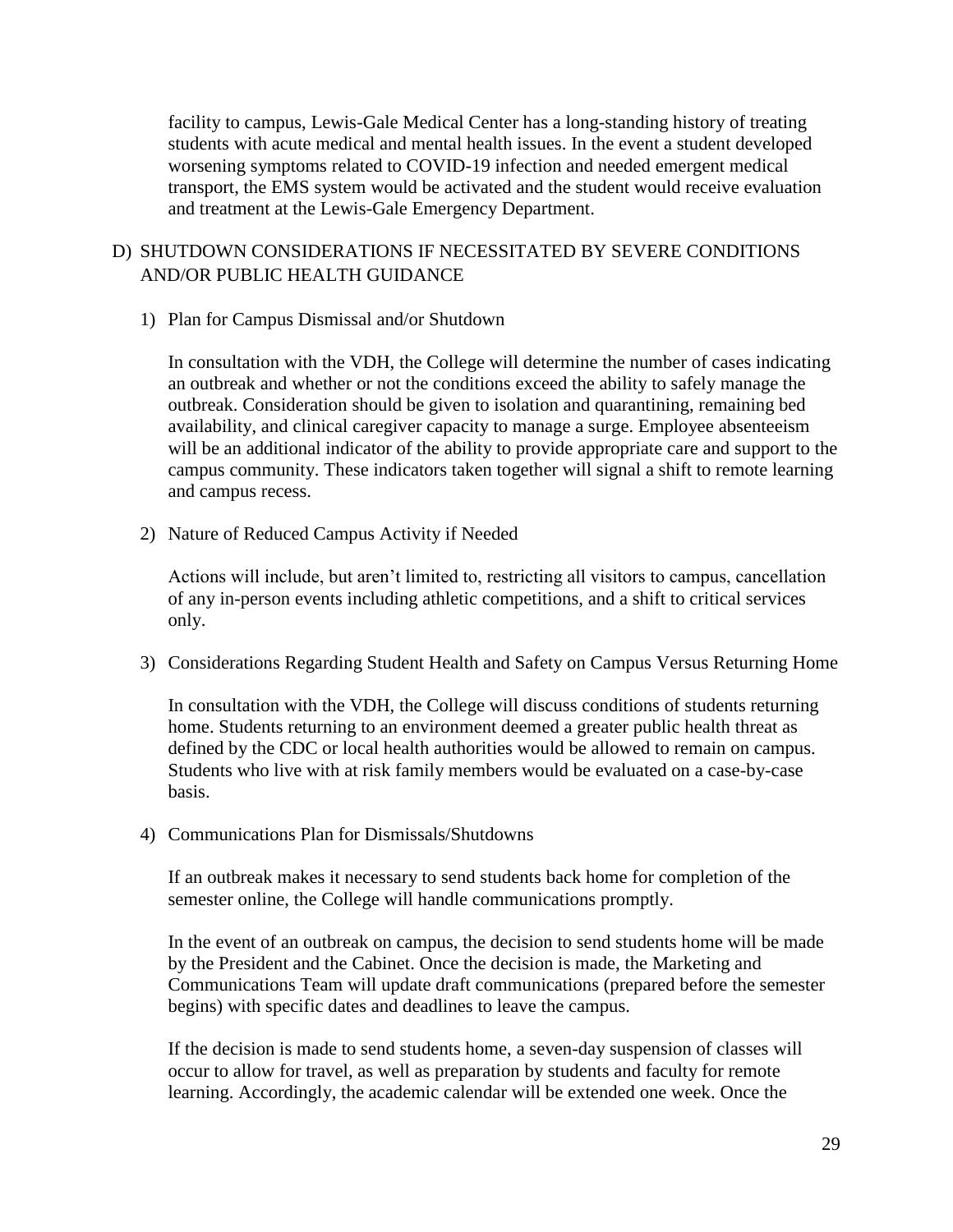facility to campus, Lewis-Gale Medical Center has a long-standing history of treating students with acute medical and mental health issues. In the event a student developed worsening symptoms related to COVID-19 infection and needed emergent medical transport, the EMS system would be activated and the student would receive evaluation and treatment at the Lewis-Gale Emergency Department.

## D) SHUTDOWN CONSIDERATIONS IF NECESSITATED BY SEVERE CONDITIONS AND/OR PUBLIC HEALTH GUIDANCE

### 1) Plan for Campus Dismissal and/or Shutdown

In consultation with the VDH, the College will determine the number of cases indicating an outbreak and whether or not the conditions exceed the ability to safely manage the outbreak. Consideration should be given to isolation and quarantining, remaining bed availability, and clinical caregiver capacity to manage a surge. Employee absenteeism will be an additional indicator of the ability to provide appropriate care and support to the campus community. These indicators taken together will signal a shift to remote learning and campus recess.

### 2) Nature of Reduced Campus Activity if Needed

Actions will include, but aren't limited to, restricting all visitors to campus, cancellation of any in-person events including athletic competitions, and a shift to critical services only.

### 3) Considerations Regarding Student Health and Safety on Campus Versus Returning Home

In consultation with the VDH, the College will discuss conditions of students returning home. Students returning to an environment deemed a greater public health threat as defined by the CDC or local health authorities would be allowed to remain on campus. Students who live with at risk family members would be evaluated on a case-by-case basis.

### 4) Communications Plan for Dismissals/Shutdowns

If an outbreak makes it necessary to send students back home for completion of the semester online, the College will handle communications promptly.

In the event of an outbreak on campus, the decision to send students home will be made by the President and the Cabinet. Once the decision is made, the Marketing and Communications Team will update draft communications (prepared before the semester begins) with specific dates and deadlines to leave the campus.

If the decision is made to send students home, a seven-day suspension of classes will occur to allow for travel, as well as preparation by students and faculty for remote learning. Accordingly, the academic calendar will be extended one week. Once the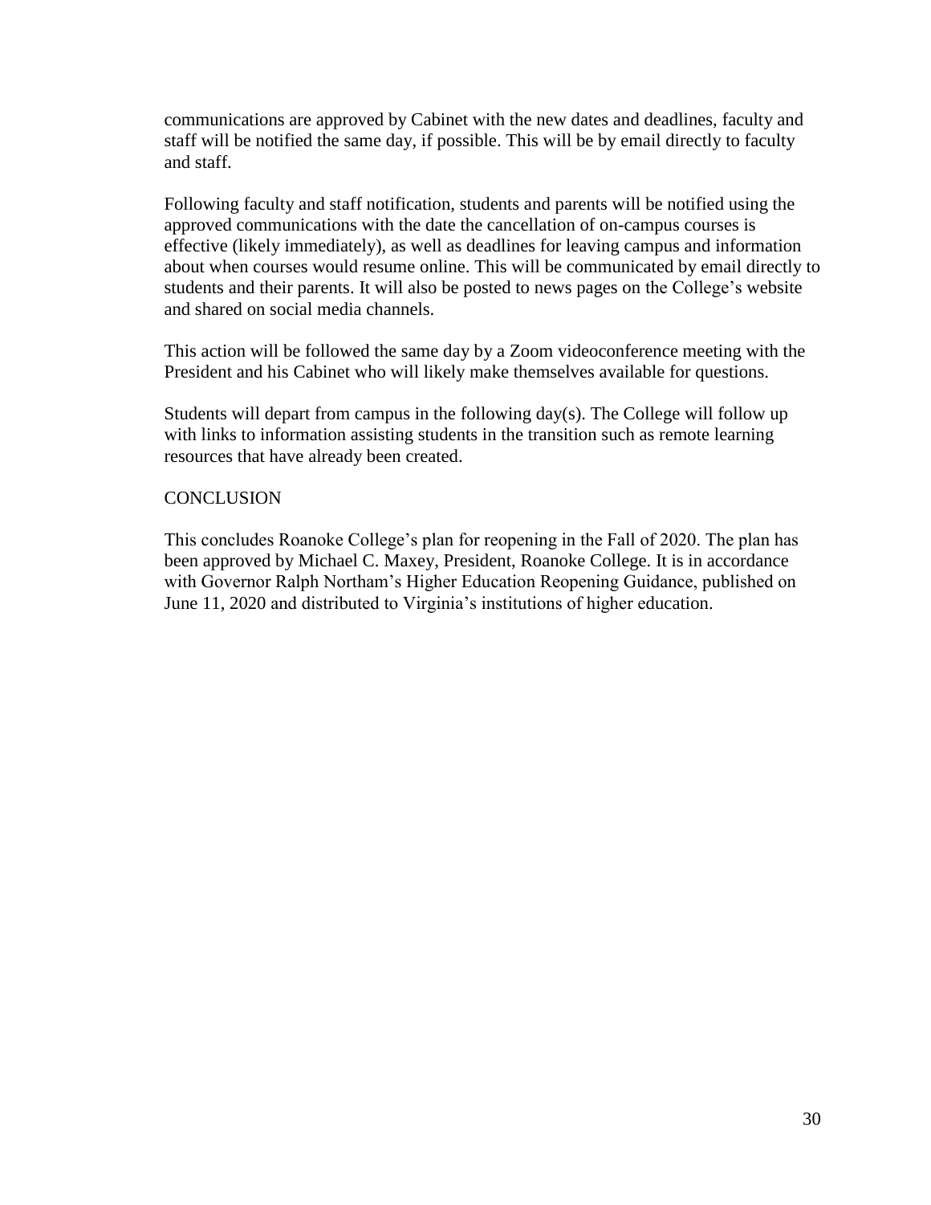communications are approved by Cabinet with the new dates and deadlines, faculty and staff will be notified the same day, if possible. This will be by email directly to faculty and staff.

Following faculty and staff notification, students and parents will be notified using the approved communications with the date the cancellation of on-campus courses is effective (likely immediately), as well as deadlines for leaving campus and information about when courses would resume online. This will be communicated by email directly to students and their parents. It will also be posted to news pages on the College's website and shared on social media channels.

This action will be followed the same day by a Zoom videoconference meeting with the President and his Cabinet who will likely make themselves available for questions.

Students will depart from campus in the following day(s). The College will follow up with links to information assisting students in the transition such as remote learning resources that have already been created.

## CONCLUSION

This concludes Roanoke College's plan for reopening in the Fall of 2020. The plan has been approved by Michael C. Maxey, President, Roanoke College. It is in accordance with Governor Ralph Northam's Higher Education Reopening Guidance, published on June 11, 2020 and distributed to Virginia's institutions of higher education.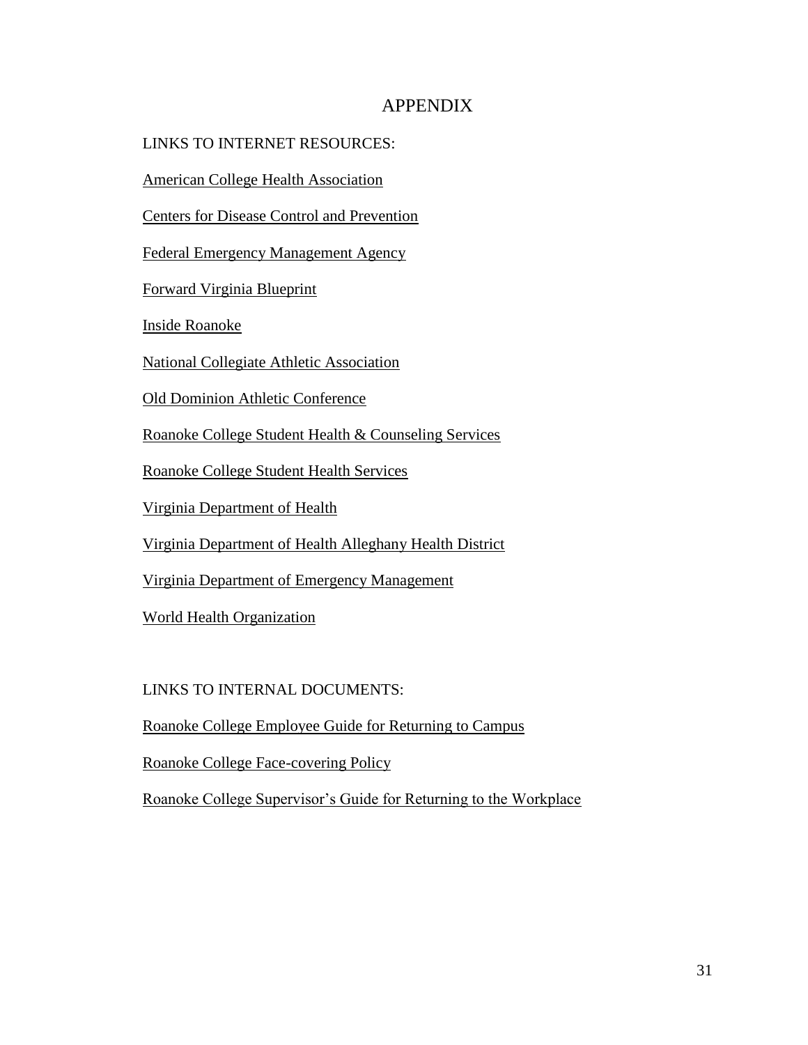# APPENDIX

LINKS TO INTERNET RESOURCES:

American College Health Association

Centers for Disease Control and Prevention

Federal Emergency Management Agency

Forward Virginia Blueprint

Inside Roanoke

National Collegiate Athletic Association

Old Dominion Athletic Conference

Roanoke College Student Health & Counseling Services

Roanoke College Student Health Services

Virginia Department of Health

Virginia Department of Health Alleghany Health District

Virginia Department of Emergency Management

World Health Organization

LINKS TO INTERNAL DOCUMENTS:

Roanoke College Employee Guide for Returning to Campus

Roanoke College Face-covering Policy

Roanoke College Supervisor's Guide for Returning to the Workplace